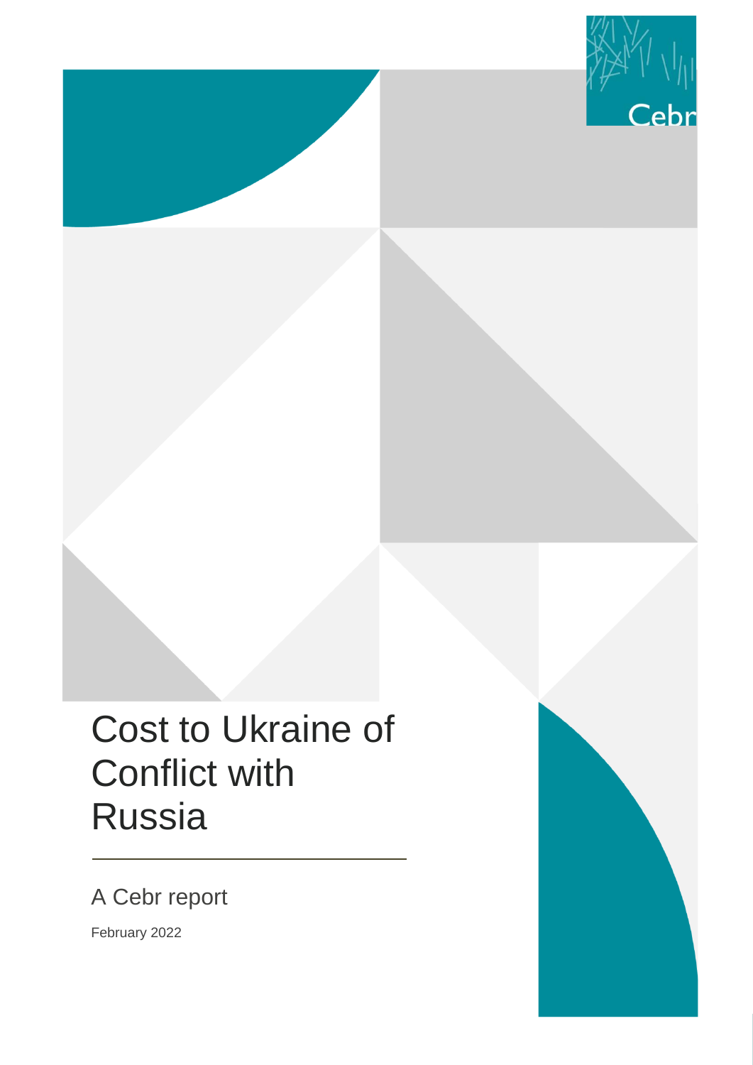# Cost to Ukraine of Conflict with Russia

A Cebr report

February 2022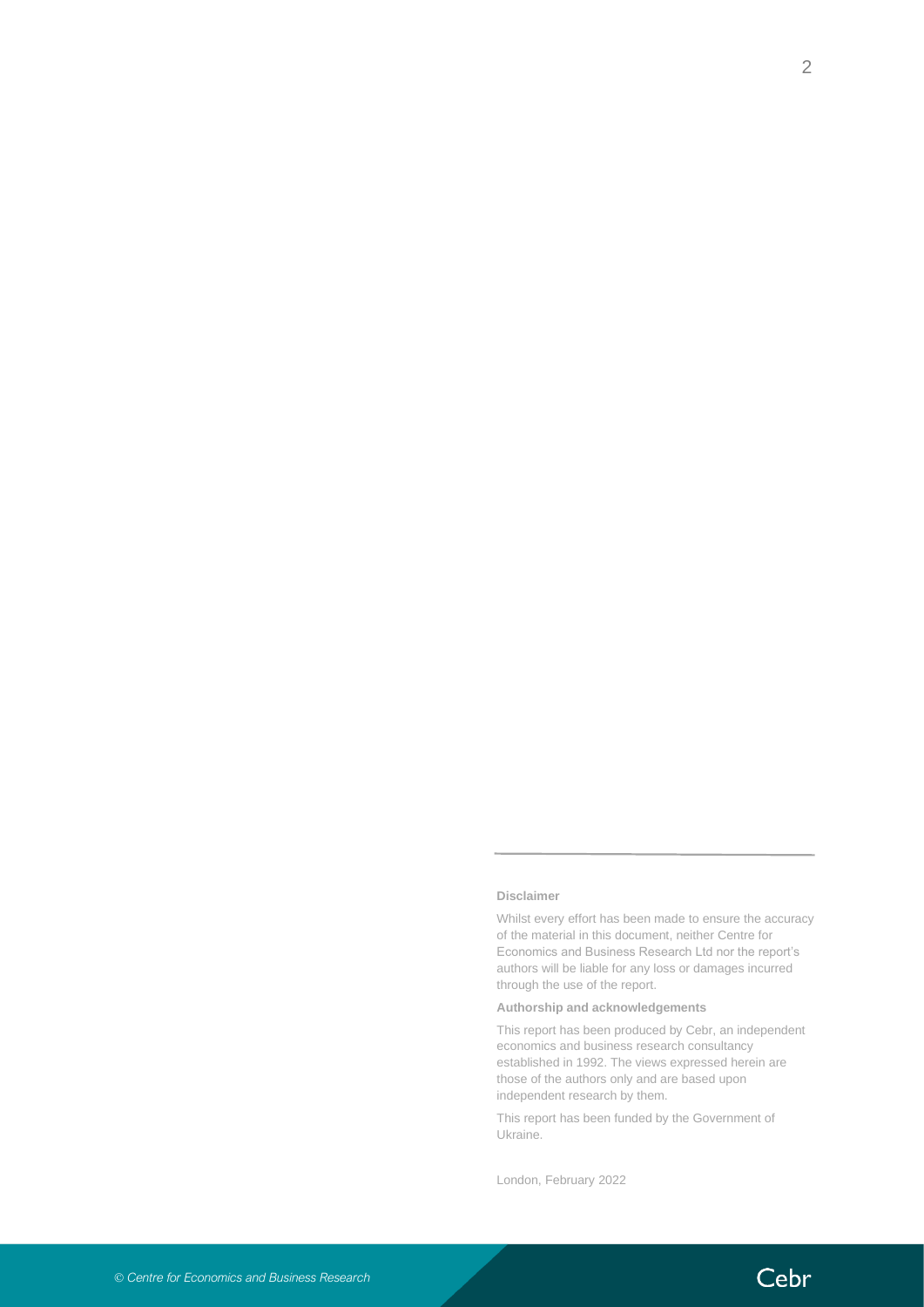**Disclaimer**

Whilst every effort has been made to ensure the accuracy of the material in this document, neither Centre for Economics and Business Research Ltd nor the report's authors will be liable for any loss or damages incurred through the use of the report.

**Authorship and acknowledgements**

This report has been produced by Cebr, an independent economics and business research consultancy established in 1992. The views expressed herein are those of the authors only and are based upon independent research by them.

This report has been funded by the Government of Ukraine.

London, February 2022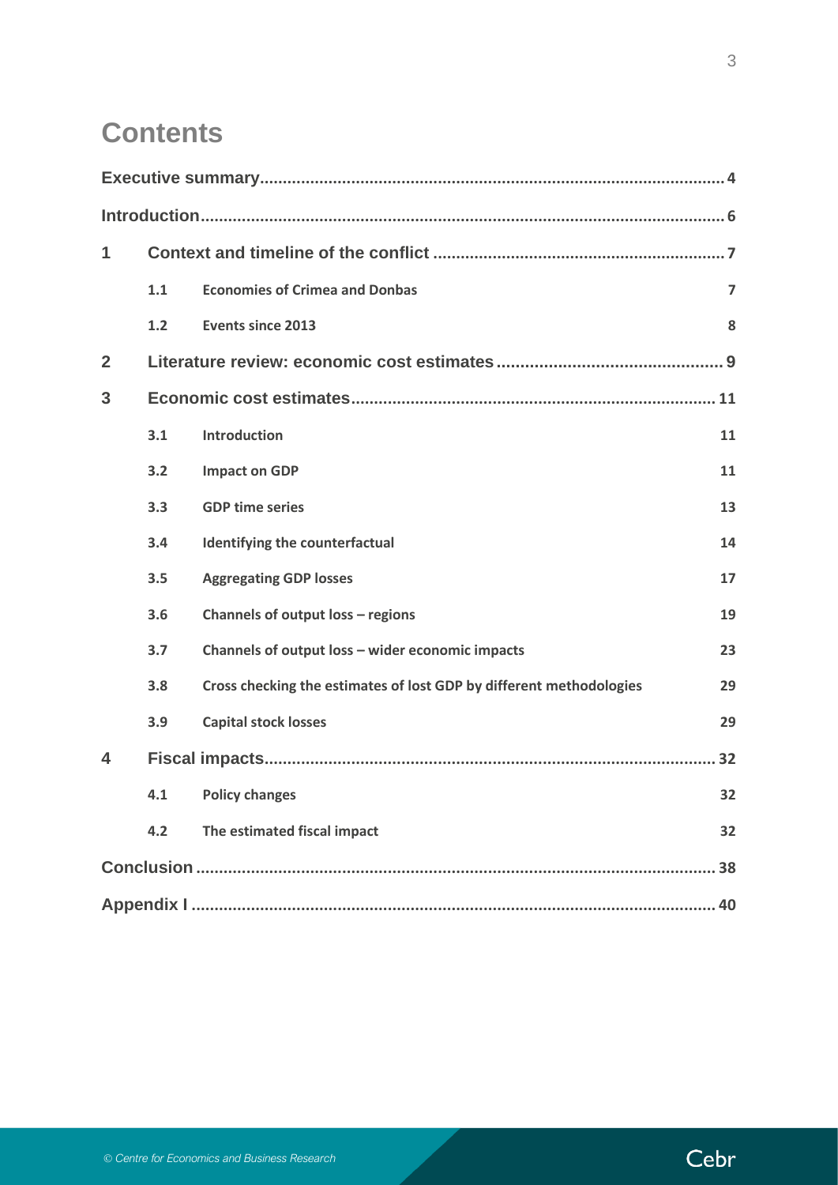# Contents

| | | |
|---|---|---|
| **Executive summary** | | **4** |
| **Introduction** | | **6** |
| **1** | **Context and timeline of the conflict** | **7** |
| 1.1 | Economies of Crimea and Donbas | 7 |
| 1.2 | Events since 2013 | 8 |
| **2** | **Literature review: economic cost estimates** | **9** |
| **3** | **Economic cost estimates** | **11** |
| 3.1 | Introduction | 11 |
| 3.2 | Impact on GDP | 11 |
| 3.3 | GDP time series | 13 |
| 3.4 | Identifying the counterfactual | 14 |
| 3.5 | Aggregating GDP losses | 17 |
| 3.6 | Channels of output loss – regions | 19 |
| 3.7 | Channels of output loss – wider economic impacts | 23 |
| 3.8 | Cross checking the estimates of lost GDP by different methodologies | 29 |
| 3.9 | Capital stock losses | 29 |
| **4** | **Fiscal impacts** | **32** |
| 4.1 | Policy changes | 32 |
| 4.2 | The estimated fiscal impact | 32 |
| **Conclusion** | | **38** |
| **Appendix I** | | **40** |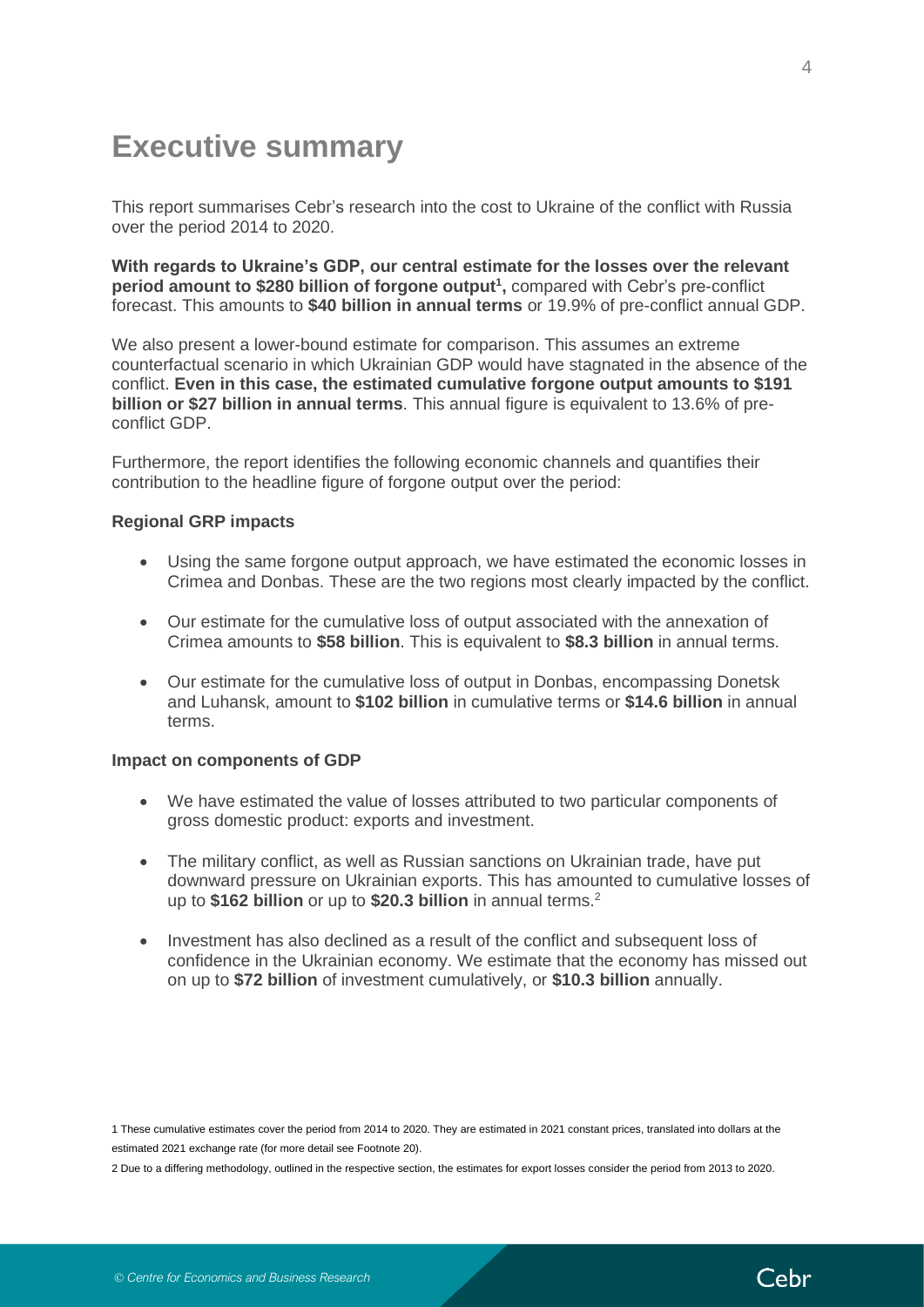# Executive summary

This report summarises Cebr's research into the cost to Ukraine of the conflict with Russia over the period 2014 to 2020.

**With regards to Ukraine's GDP, our central estimate for the losses over the relevant period amount to $280 billion of forgone output[1],** compared with Cebr's pre-conflict forecast. This amounts to **$40 billion in annual terms** or 19.9% of pre-conflict annual GDP.

We also present a lower-bound estimate for comparison. This assumes an extreme counterfactual scenario in which Ukrainian GDP would have stagnated in the absence of the conflict. **Even in this case, the estimated cumulative forgone output amounts to $191 billion or $27 billion in annual terms**. This annual figure is equivalent to 13.6% of pre-conflict GDP.

Furthermore, the report identifies the following economic channels and quantifies their contribution to the headline figure of forgone output over the period:

**Regional GRP impacts**

- Using the same forgone output approach, we have estimated the economic losses in Crimea and Donbas. These are the two regions most clearly impacted by the conflict.
- Our estimate for the cumulative loss of output associated with the annexation of Crimea amounts to **$58 billion**. This is equivalent to **$8.3 billion** in annual terms.
- Our estimate for the cumulative loss of output in Donbas, encompassing Donetsk and Luhansk, amount to **$102 billion** in cumulative terms or **$14.6 billion** in annual terms.

**Impact on components of GDP**

- We have estimated the value of losses attributed to two particular components of gross domestic product: exports and investment.
- The military conflict, as well as Russian sanctions on Ukrainian trade, have put downward pressure on Ukrainian exports. This has amounted to cumulative losses of up to **$162 billion** or up to **$20.3 billion** in annual terms.[2]
- Investment has also declined as a result of the conflict and subsequent loss of confidence in the Ukrainian economy. We estimate that the economy has missed out on up to **$72 billion** of investment cumulatively, or **$10.3 billion** annually.

1 These cumulative estimates cover the period from 2014 to 2020. They are estimated in 2021 constant prices, translated into dollars at the estimated 2021 exchange rate (for more detail see Footnote 20).

2 Due to a differing methodology, outlined in the respective section, the estimates for export losses consider the period from 2013 to 2020.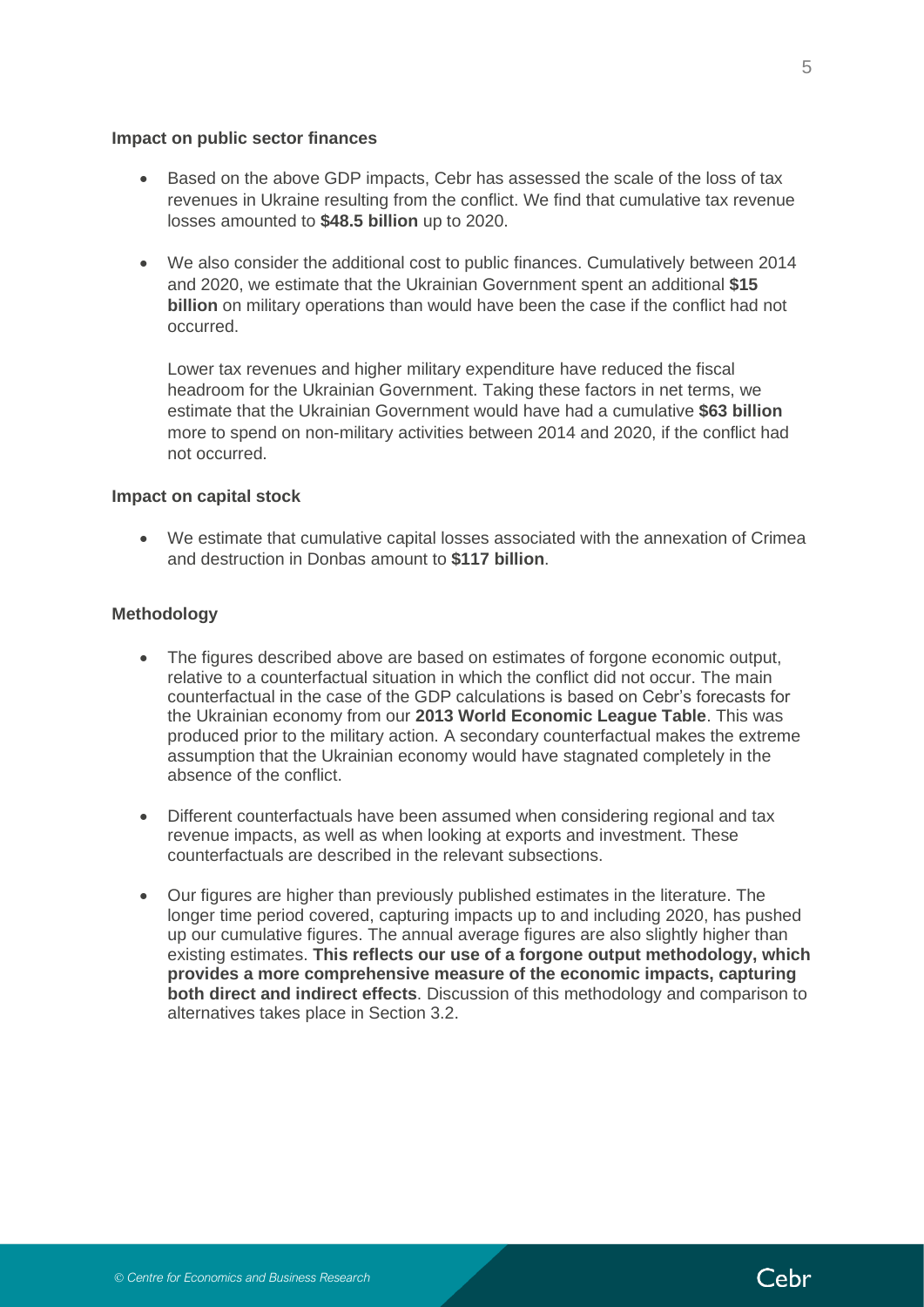**Impact on public sector finances**

- Based on the above GDP impacts, Cebr has assessed the scale of the loss of tax revenues in Ukraine resulting from the conflict. We find that cumulative tax revenue losses amounted to **$48.5 billion** up to 2020.
- We also consider the additional cost to public finances. Cumulatively between 2014 and 2020, we estimate that the Ukrainian Government spent an additional **$15 billion** on military operations than would have been the case if the conflict had not occurred.

  Lower tax revenues and higher military expenditure have reduced the fiscal headroom for the Ukrainian Government. Taking these factors in net terms, we estimate that the Ukrainian Government would have had a cumulative **$63 billion** more to spend on non-military activities between 2014 and 2020, if the conflict had not occurred.

**Impact on capital stock**

- We estimate that cumulative capital losses associated with the annexation of Crimea and destruction in Donbas amount to **$117 billion**.

**Methodology**

- The figures described above are based on estimates of forgone economic output, relative to a counterfactual situation in which the conflict did not occur. The main counterfactual in the case of the GDP calculations is based on Cebr's forecasts for the Ukrainian economy from our **2013 World Economic League Table**. This was produced prior to the military action. A secondary counterfactual makes the extreme assumption that the Ukrainian economy would have stagnated completely in the absence of the conflict.
- Different counterfactuals have been assumed when considering regional and tax revenue impacts, as well as when looking at exports and investment. These counterfactuals are described in the relevant subsections.
- Our figures are higher than previously published estimates in the literature. The longer time period covered, capturing impacts up to and including 2020, has pushed up our cumulative figures. The annual average figures are also slightly higher than existing estimates. **This reflects our use of a forgone output methodology, which provides a more comprehensive measure of the economic impacts, capturing both direct and indirect effects**. Discussion of this methodology and comparison to alternatives takes place in Section 3.2.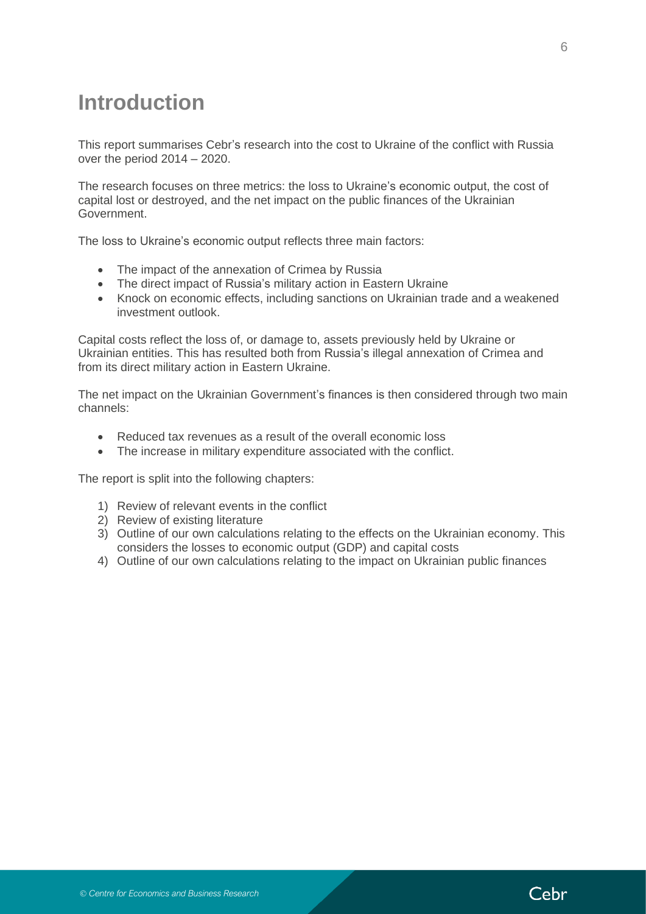# Introduction

This report summarises Cebr's research into the cost to Ukraine of the conflict with Russia over the period 2014 – 2020.

The research focuses on three metrics: the loss to Ukraine's economic output, the cost of capital lost or destroyed, and the net impact on the public finances of the Ukrainian Government.

The loss to Ukraine's economic output reflects three main factors:

- The impact of the annexation of Crimea by Russia
- The direct impact of Russia's military action in Eastern Ukraine
- Knock on economic effects, including sanctions on Ukrainian trade and a weakened investment outlook.

Capital costs reflect the loss of, or damage to, assets previously held by Ukraine or Ukrainian entities. This has resulted both from Russia's illegal annexation of Crimea and from its direct military action in Eastern Ukraine.

The net impact on the Ukrainian Government's finances is then considered through two main channels:

- Reduced tax revenues as a result of the overall economic loss
- The increase in military expenditure associated with the conflict.

The report is split into the following chapters:

1) Review of relevant events in the conflict
2) Review of existing literature
3) Outline of our own calculations relating to the effects on the Ukrainian economy. This considers the losses to economic output (GDP) and capital costs
4) Outline of our own calculations relating to the impact on Ukrainian public finances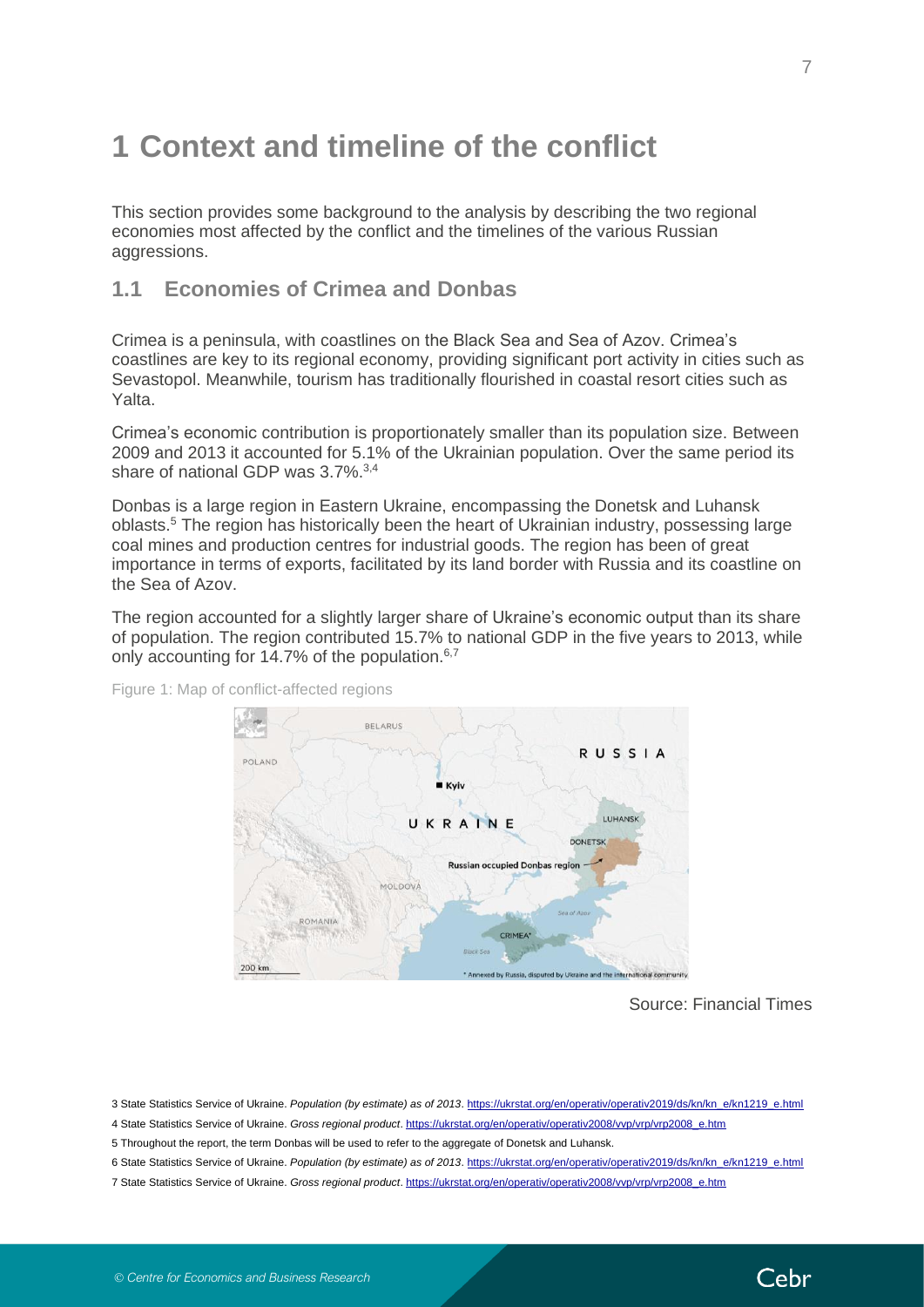# 1 Context and timeline of the conflict

This section provides some background to the analysis by describing the two regional economies most affected by the conflict and the timelines of the various Russian aggressions.

## 1.1 Economies of Crimea and Donbas

Crimea is a peninsula, with coastlines on the Black Sea and Sea of Azov. Crimea's coastlines are key to its regional economy, providing significant port activity in cities such as Sevastopol. Meanwhile, tourism has traditionally flourished in coastal resort cities such as Yalta.

Crimea's economic contribution is proportionately smaller than its population size. Between 2009 and 2013 it accounted for 5.1% of the Ukrainian population. Over the same period its share of national GDP was 3.7%.[3,4]

Donbas is a large region in Eastern Ukraine, encompassing the Donetsk and Luhansk oblasts.[5] The region has historically been the heart of Ukrainian industry, possessing large coal mines and production centres for industrial goods. The region has been of great importance in terms of exports, facilitated by its land border with Russia and its coastline on the Sea of Azov.

The region accounted for a slightly larger share of Ukraine's economic output than its share of population. The region contributed 15.7% to national GDP in the five years to 2013, while only accounting for 14.7% of the population.[6,7]

Figure 1: Map of conflict-affected regions

Source: Financial Times

3 State Statistics Service of Ukraine. *Population (by estimate) as of 2013*. https://ukrstat.org/en/operativ/operativ2019/ds/kn/kn_e/kn1219_e.html

4 State Statistics Service of Ukraine. *Gross regional product*. https://ukrstat.org/en/operativ/operativ2008/vvp/vrp/vrp2008_e.htm

5 Throughout the report, the term Donbas will be used to refer to the aggregate of Donetsk and Luhansk.

6 State Statistics Service of Ukraine. *Population (by estimate) as of 2013*. https://ukrstat.org/en/operativ/operativ2019/ds/kn/kn_e/kn1219_e.html

7 State Statistics Service of Ukraine. *Gross regional product*. https://ukrstat.org/en/operativ/operativ2008/vvp/vrp/vrp2008_e.htm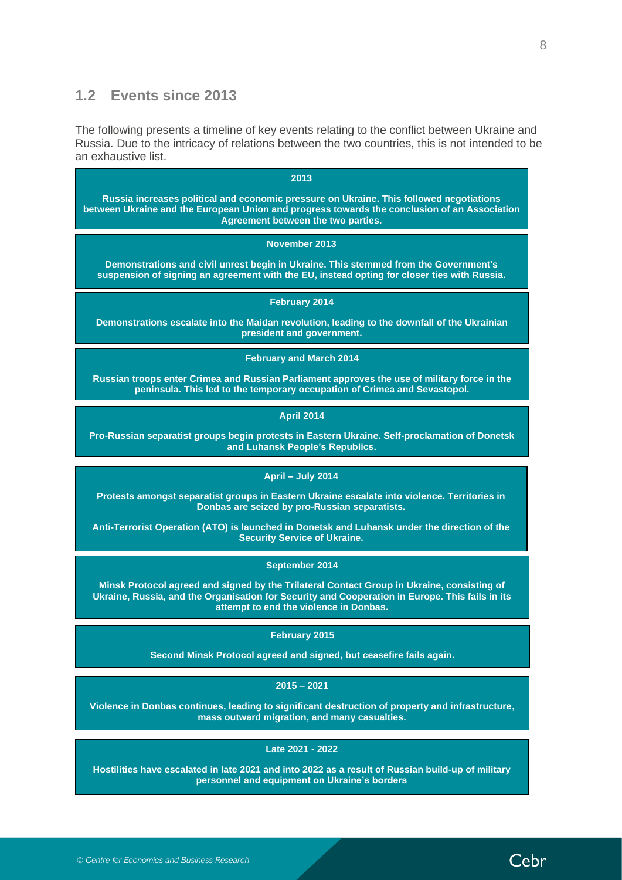## 1.2 Events since 2013

The following presents a timeline of key events relating to the conflict between Ukraine and Russia. Due to the intricacy of relations between the two countries, this is not intended to be an exhaustive list.

**2013**

**Russia increases political and economic pressure on Ukraine. This followed negotiations between Ukraine and the European Union and progress towards the conclusion of an Association Agreement between the two parties.**

**November 2013**

**Demonstrations and civil unrest begin in Ukraine. This stemmed from the Government's suspension of signing an agreement with the EU, instead opting for closer ties with Russia.**

**February 2014**

**Demonstrations escalate into the Maidan revolution, leading to the downfall of the Ukrainian president and government.**

**February and March 2014**

**Russian troops enter Crimea and Russian Parliament approves the use of military force in the peninsula. This led to the temporary occupation of Crimea and Sevastopol.**

**April 2014**

**Pro-Russian separatist groups begin protests in Eastern Ukraine. Self-proclamation of Donetsk and Luhansk People's Republics.**

**April – July 2014**

**Protests amongst separatist groups in Eastern Ukraine escalate into violence. Territories in Donbas are seized by pro-Russian separatists.**

**Anti-Terrorist Operation (ATO) is launched in Donetsk and Luhansk under the direction of the Security Service of Ukraine.**

**September 2014**

**Minsk Protocol agreed and signed by the Trilateral Contact Group in Ukraine, consisting of Ukraine, Russia, and the Organisation for Security and Cooperation in Europe. This fails in its attempt to end the violence in Donbas.**

**February 2015**

**Second Minsk Protocol agreed and signed, but ceasefire fails again.**

**2015 – 2021**

**Violence in Donbas continues, leading to significant destruction of property and infrastructure, mass outward migration, and many casualties.**

**Late 2021 - 2022**

**Hostilities have escalated in late 2021 and into 2022 as a result of Russian build-up of military personnel and equipment on Ukraine's borders**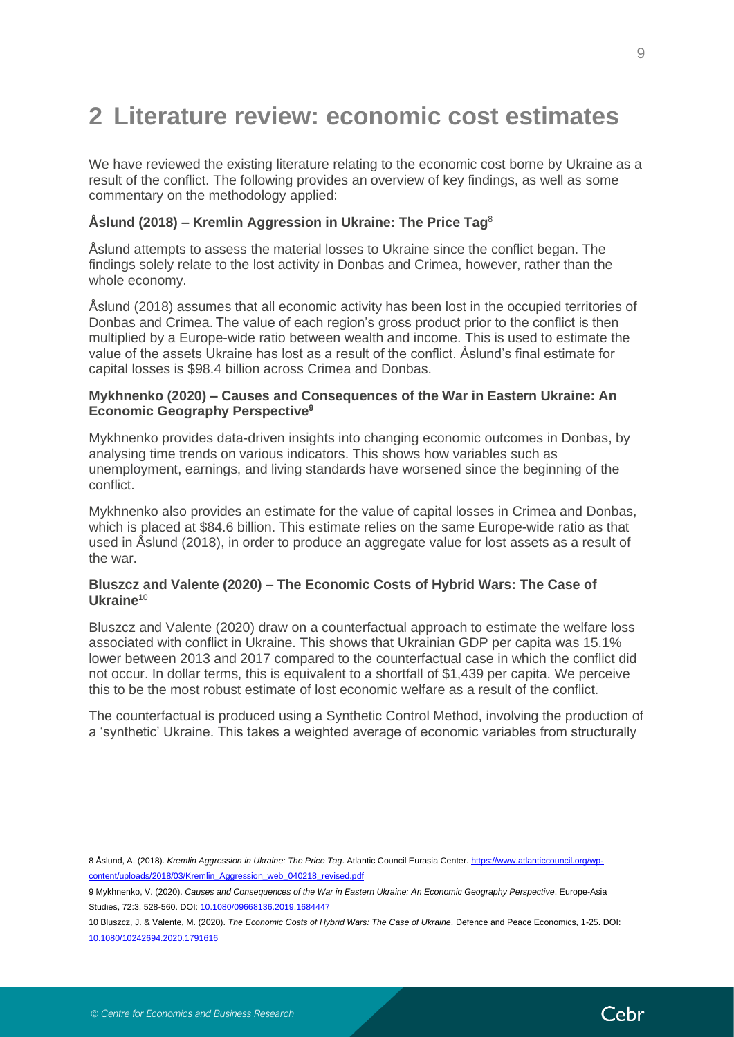# 2 Literature review: economic cost estimates

We have reviewed the existing literature relating to the economic cost borne by Ukraine as a result of the conflict. The following provides an overview of key findings, as well as some commentary on the methodology applied:

### Åslund (2018) – Kremlin Aggression in Ukraine: The Price Tag[8]

Åslund attempts to assess the material losses to Ukraine since the conflict began. The findings solely relate to the lost activity in Donbas and Crimea, however, rather than the whole economy.

Åslund (2018) assumes that all economic activity has been lost in the occupied territories of Donbas and Crimea. The value of each region's gross product prior to the conflict is then multiplied by a Europe-wide ratio between wealth and income. This is used to estimate the value of the assets Ukraine has lost as a result of the conflict. Åslund's final estimate for capital losses is $98.4 billion across Crimea and Donbas.

### Mykhnenko (2020) – Causes and Consequences of the War in Eastern Ukraine: An Economic Geography Perspective[9]

Mykhnenko provides data-driven insights into changing economic outcomes in Donbas, by analysing time trends on various indicators. This shows how variables such as unemployment, earnings, and living standards have worsened since the beginning of the conflict.

Mykhnenko also provides an estimate for the value of capital losses in Crimea and Donbas, which is placed at $84.6 billion. This estimate relies on the same Europe-wide ratio as that used in Åslund (2018), in order to produce an aggregate value for lost assets as a result of the war.

### Bluszcz and Valente (2020) – The Economic Costs of Hybrid Wars: The Case of Ukraine[10]

Bluszcz and Valente (2020) draw on a counterfactual approach to estimate the welfare loss associated with conflict in Ukraine. This shows that Ukrainian GDP per capita was 15.1% lower between 2013 and 2017 compared to the counterfactual case in which the conflict did not occur. In dollar terms, this is equivalent to a shortfall of $1,439 per capita. We perceive this to be the most robust estimate of lost economic welfare as a result of the conflict.

The counterfactual is produced using a Synthetic Control Method, involving the production of a 'synthetic' Ukraine. This takes a weighted average of economic variables from structurally

8 Åslund, A. (2018). *Kremlin Aggression in Ukraine: The Price Tag*. Atlantic Council Eurasia Center. https://www.atlanticcouncil.org/wp-content/uploads/2018/03/Kremlin_Aggression_web_040218_revised.pdf

9 Mykhnenko, V. (2020). *Causes and Consequences of the War in Eastern Ukraine: An Economic Geography Perspective*. Europe-Asia Studies, 72:3, 528-560. DOI: 10.1080/09668136.2019.1684447

10 Bluszcz, J. & Valente, M. (2020). *The Economic Costs of Hybrid Wars: The Case of Ukraine*. Defence and Peace Economics, 1-25. DOI: 10.1080/10242694.2020.1791616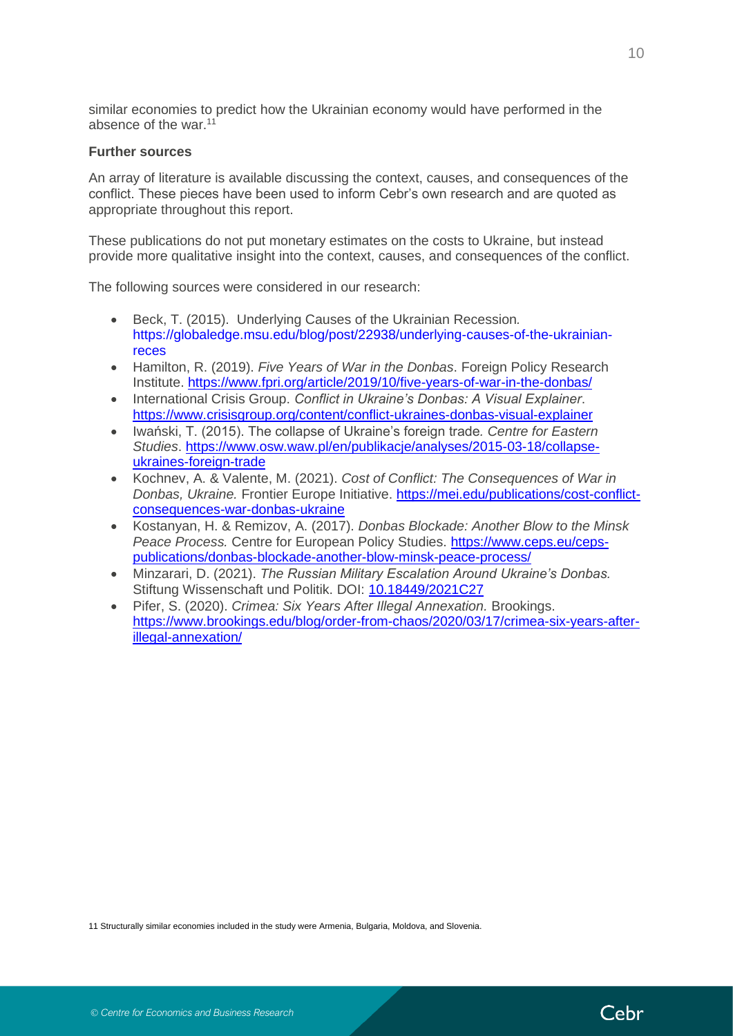similar economies to predict how the Ukrainian economy would have performed in the absence of the war.[11]

**Further sources**

An array of literature is available discussing the context, causes, and consequences of the conflict. These pieces have been used to inform Cebr's own research and are quoted as appropriate throughout this report.

These publications do not put monetary estimates on the costs to Ukraine, but instead provide more qualitative insight into the context, causes, and consequences of the conflict.

The following sources were considered in our research:

- Beck, T. (2015). Underlying Causes of the Ukrainian Recession. https://globaledge.msu.edu/blog/post/22938/underlying-causes-of-the-ukrainian-reces
- Hamilton, R. (2019). *Five Years of War in the Donbas*. Foreign Policy Research Institute. https://www.fpri.org/article/2019/10/five-years-of-war-in-the-donbas/
- International Crisis Group. *Conflict in Ukraine's Donbas: A Visual Explainer*. https://www.crisisgroup.org/content/conflict-ukraines-donbas-visual-explainer
- Iwański, T. (2015). The collapse of Ukraine's foreign trade. *Centre for Eastern Studies*. https://www.osw.waw.pl/en/publikacje/analyses/2015-03-18/collapse-ukraines-foreign-trade
- Kochnev, A. & Valente, M. (2021). *Cost of Conflict: The Consequences of War in Donbas, Ukraine.* Frontier Europe Initiative. https://mei.edu/publications/cost-conflict-consequences-war-donbas-ukraine
- Kostanyan, H. & Remizov, A. (2017). *Donbas Blockade: Another Blow to the Minsk Peace Process.* Centre for European Policy Studies. https://www.ceps.eu/ceps-publications/donbas-blockade-another-blow-minsk-peace-process/
- Minzarari, D. (2021). *The Russian Military Escalation Around Ukraine's Donbas.* Stiftung Wissenschaft und Politik. DOI: 10.18449/2021C27
- Pifer, S. (2020). *Crimea: Six Years After Illegal Annexation.* Brookings. https://www.brookings.edu/blog/order-from-chaos/2020/03/17/crimea-six-years-after-illegal-annexation/

[11] Structurally similar economies included in the study were Armenia, Bulgaria, Moldova, and Slovenia.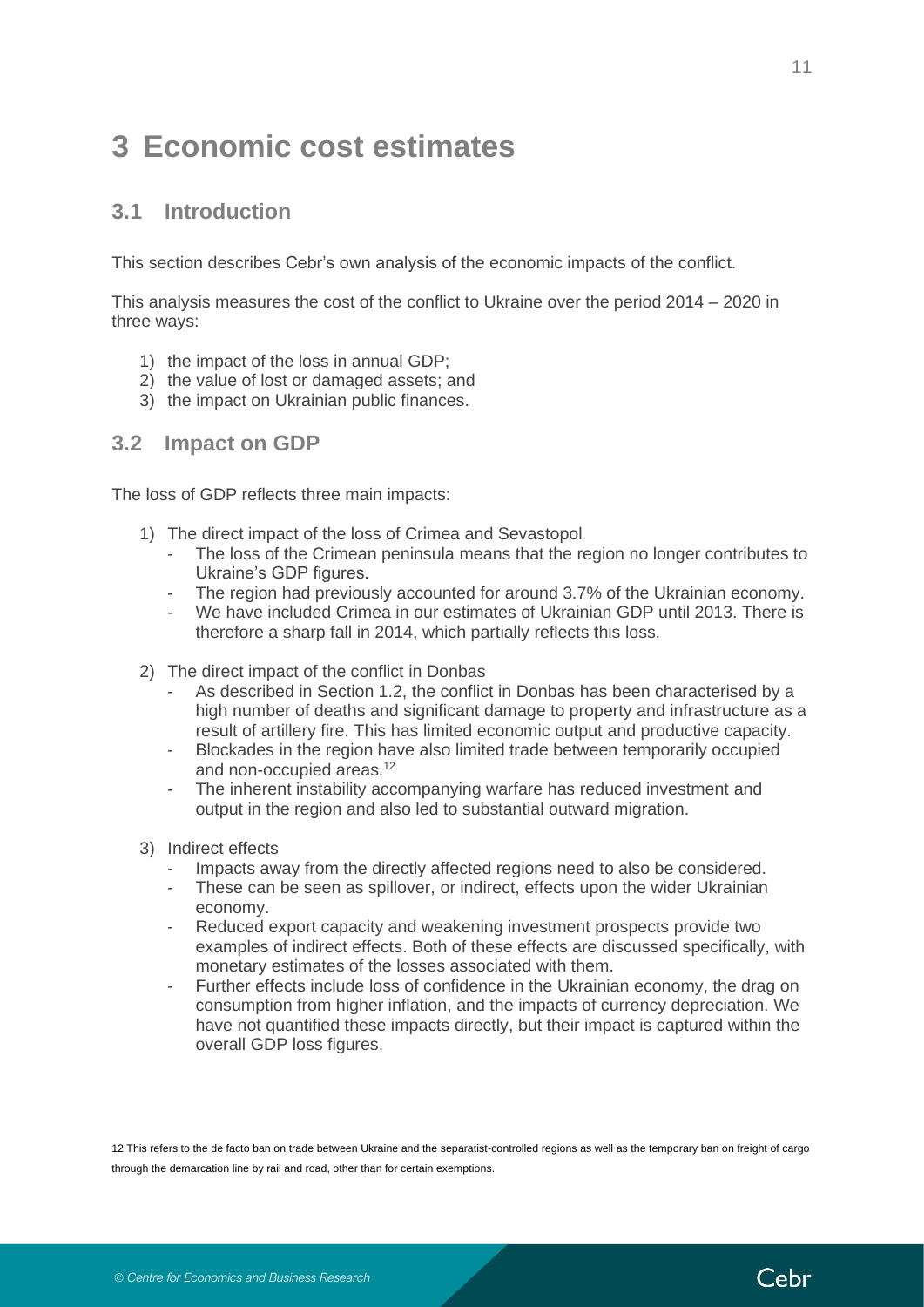# 3 Economic cost estimates

## 3.1 Introduction

This section describes Cebr's own analysis of the economic impacts of the conflict.

This analysis measures the cost of the conflict to Ukraine over the period 2014 – 2020 in three ways:

1) the impact of the loss in annual GDP;
2) the value of lost or damaged assets; and
3) the impact on Ukrainian public finances.

## 3.2 Impact on GDP

The loss of GDP reflects three main impacts:

1) The direct impact of the loss of Crimea and Sevastopol
    - The loss of the Crimean peninsula means that the region no longer contributes to Ukraine's GDP figures.
    - The region had previously accounted for around 3.7% of the Ukrainian economy.
    - We have included Crimea in our estimates of Ukrainian GDP until 2013. There is therefore a sharp fall in 2014, which partially reflects this loss.

2) The direct impact of the conflict in Donbas
    - As described in Section 1.2, the conflict in Donbas has been characterised by a high number of deaths and significant damage to property and infrastructure as a result of artillery fire. This has limited economic output and productive capacity.
    - Blockades in the region have also limited trade between temporarily occupied and non-occupied areas.[12]
    - The inherent instability accompanying warfare has reduced investment and output in the region and also led to substantial outward migration.

3) Indirect effects
    - Impacts away from the directly affected regions need to also be considered.
    - These can be seen as spillover, or indirect, effects upon the wider Ukrainian economy.
    - Reduced export capacity and weakening investment prospects provide two examples of indirect effects. Both of these effects are discussed specifically, with monetary estimates of the losses associated with them.
    - Further effects include loss of confidence in the Ukrainian economy, the drag on consumption from higher inflation, and the impacts of currency depreciation. We have not quantified these impacts directly, but their impact is captured within the overall GDP loss figures.

12 This refers to the de facto ban on trade between Ukraine and the separatist-controlled regions as well as the temporary ban on freight of cargo through the demarcation line by rail and road, other than for certain exemptions.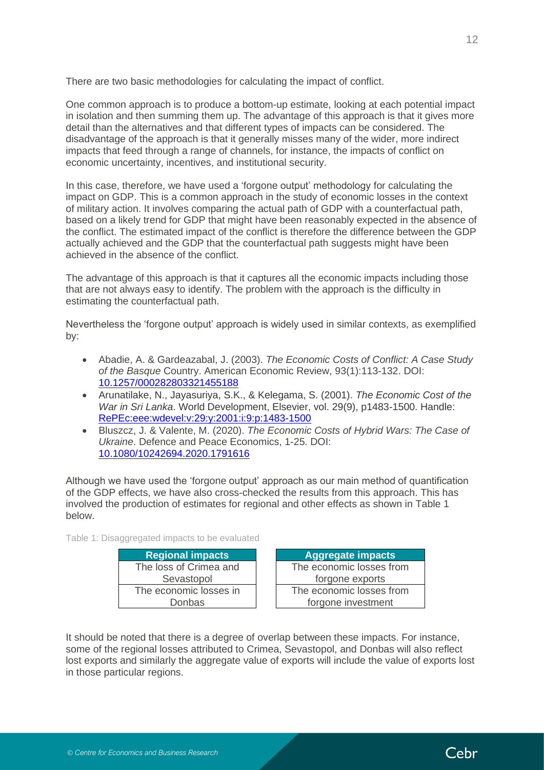There are two basic methodologies for calculating the impact of conflict.

One common approach is to produce a bottom-up estimate, looking at each potential impact in isolation and then summing them up. The advantage of this approach is that it gives more detail than the alternatives and that different types of impacts can be considered. The disadvantage of the approach is that it generally misses many of the wider, more indirect impacts that feed through a range of channels, for instance, the impacts of conflict on economic uncertainty, incentives, and institutional security.

In this case, therefore, we have used a 'forgone output' methodology for calculating the impact on GDP. This is a common approach in the study of economic losses in the context of military action. It involves comparing the actual path of GDP with a counterfactual path, based on a likely trend for GDP that might have been reasonably expected in the absence of the conflict. The estimated impact of the conflict is therefore the difference between the GDP actually achieved and the GDP that the counterfactual path suggests might have been achieved in the absence of the conflict.

The advantage of this approach is that it captures all the economic impacts including those that are not always easy to identify. The problem with the approach is the difficulty in estimating the counterfactual path.

Nevertheless the 'forgone output' approach is widely used in similar contexts, as exemplified by:

- Abadie, A. & Gardeazabal, J. (2003). *The Economic Costs of Conflict: A Case Study of the Basque* Country. American Economic Review, 93(1):113-132. DOI: 10.1257/000282803321455188
- Arunatilake, N., Jayasuriya, S.K., & Kelegama, S. (2001). *The Economic Cost of the War in Sri Lanka*. World Development, Elsevier, vol. 29(9), p1483-1500. Handle: RePEc:eee:wdevel:v:29:y:2001:i:9:p:1483-1500
- Bluszcz, J. & Valente, M. (2020). *The Economic Costs of Hybrid Wars: The Case of Ukraine*. Defence and Peace Economics, 1-25. DOI: 10.1080/10242694.2020.1791616

Although we have used the 'forgone output' approach as our main method of quantification of the GDP effects, we have also cross-checked the results from this approach. This has involved the production of estimates for regional and other effects as shown in Table 1 below.

Table 1: Disaggregated impacts to be evaluated

| Regional impacts | Aggregate impacts |
|---|---|
| The loss of Crimea and Sevastopol | The economic losses from forgone exports |
| The economic losses in Donbas | The economic losses from forgone investment |

It should be noted that there is a degree of overlap between these impacts. For instance, some of the regional losses attributed to Crimea, Sevastopol, and Donbas will also reflect lost exports and similarly the aggregate value of exports will include the value of exports lost in those particular regions.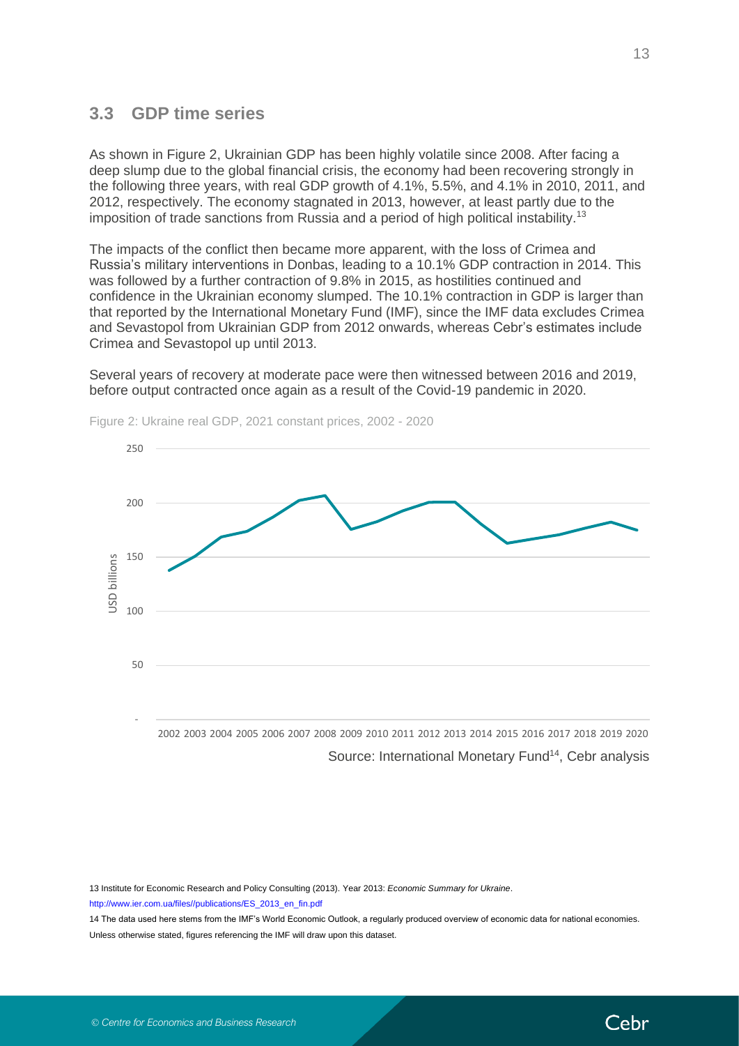## 3.3 GDP time series

As shown in Figure 2, Ukrainian GDP has been highly volatile since 2008. After facing a deep slump due to the global financial crisis, the economy had been recovering strongly in the following three years, with real GDP growth of 4.1%, 5.5%, and 4.1% in 2010, 2011, and 2012, respectively. The economy stagnated in 2013, however, at least partly due to the imposition of trade sanctions from Russia and a period of high political instability.[13]

The impacts of the conflict then became more apparent, with the loss of Crimea and Russia's military interventions in Donbas, leading to a 10.1% GDP contraction in 2014. This was followed by a further contraction of 9.8% in 2015, as hostilities continued and confidence in the Ukrainian economy slumped. The 10.1% contraction in GDP is larger than that reported by the International Monetary Fund (IMF), since the IMF data excludes Crimea and Sevastopol from Ukrainian GDP from 2012 onwards, whereas Cebr's estimates include Crimea and Sevastopol up until 2013.

Several years of recovery at moderate pace were then witnessed between 2016 and 2019, before output contracted once again as a result of the Covid-19 pandemic in 2020.

Figure 2: Ukraine real GDP, 2021 constant prices, 2002 - 2020

Source: International Monetary Fund[14], Cebr analysis

13 Institute for Economic Research and Policy Consulting (2013). Year 2013: *Economic Summary for Ukraine*. http://www.ier.com.ua/files//publications/ES_2013_en_fin.pdf

14 The data used here stems from the IMF's World Economic Outlook, a regularly produced overview of economic data for national economies. Unless otherwise stated, figures referencing the IMF will draw upon this dataset.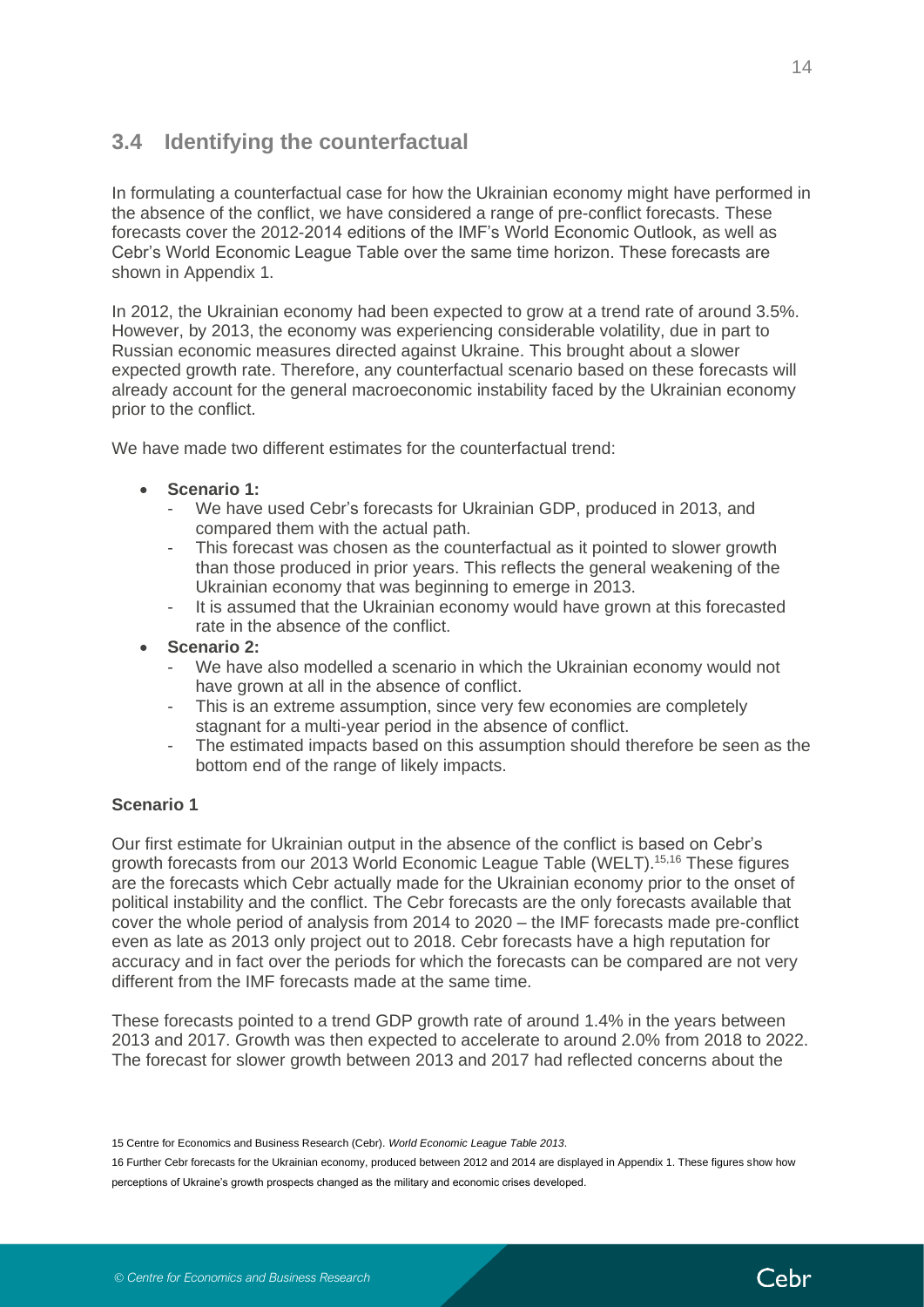## 3.4 Identifying the counterfactual

In formulating a counterfactual case for how the Ukrainian economy might have performed in the absence of the conflict, we have considered a range of pre-conflict forecasts. These forecasts cover the 2012-2014 editions of the IMF's World Economic Outlook, as well as Cebr's World Economic League Table over the same time horizon. These forecasts are shown in Appendix 1.

In 2012, the Ukrainian economy had been expected to grow at a trend rate of around 3.5%. However, by 2013, the economy was experiencing considerable volatility, due in part to Russian economic measures directed against Ukraine. This brought about a slower expected growth rate. Therefore, any counterfactual scenario based on these forecasts will already account for the general macroeconomic instability faced by the Ukrainian economy prior to the conflict.

We have made two different estimates for the counterfactual trend:

- **Scenario 1:**
  - We have used Cebr's forecasts for Ukrainian GDP, produced in 2013, and compared them with the actual path.
  - This forecast was chosen as the counterfactual as it pointed to slower growth than those produced in prior years. This reflects the general weakening of the Ukrainian economy that was beginning to emerge in 2013.
  - It is assumed that the Ukrainian economy would have grown at this forecasted rate in the absence of the conflict.
- **Scenario 2:**
  - We have also modelled a scenario in which the Ukrainian economy would not have grown at all in the absence of conflict.
  - This is an extreme assumption, since very few economies are completely stagnant for a multi-year period in the absence of conflict.
  - The estimated impacts based on this assumption should therefore be seen as the bottom end of the range of likely impacts.

**Scenario 1**

Our first estimate for Ukrainian output in the absence of the conflict is based on Cebr's growth forecasts from our 2013 World Economic League Table (WELT).[15,16] These figures are the forecasts which Cebr actually made for the Ukrainian economy prior to the onset of political instability and the conflict. The Cebr forecasts are the only forecasts available that cover the whole period of analysis from 2014 to 2020 – the IMF forecasts made pre-conflict even as late as 2013 only project out to 2018. Cebr forecasts have a high reputation for accuracy and in fact over the periods for which the forecasts can be compared are not very different from the IMF forecasts made at the same time.

These forecasts pointed to a trend GDP growth rate of around 1.4% in the years between 2013 and 2017. Growth was then expected to accelerate to around 2.0% from 2018 to 2022. The forecast for slower growth between 2013 and 2017 had reflected concerns about the

15 Centre for Economics and Business Research (Cebr). *World Economic League Table 2013*.

16 Further Cebr forecasts for the Ukrainian economy, produced between 2012 and 2014 are displayed in Appendix 1. These figures show how perceptions of Ukraine's growth prospects changed as the military and economic crises developed.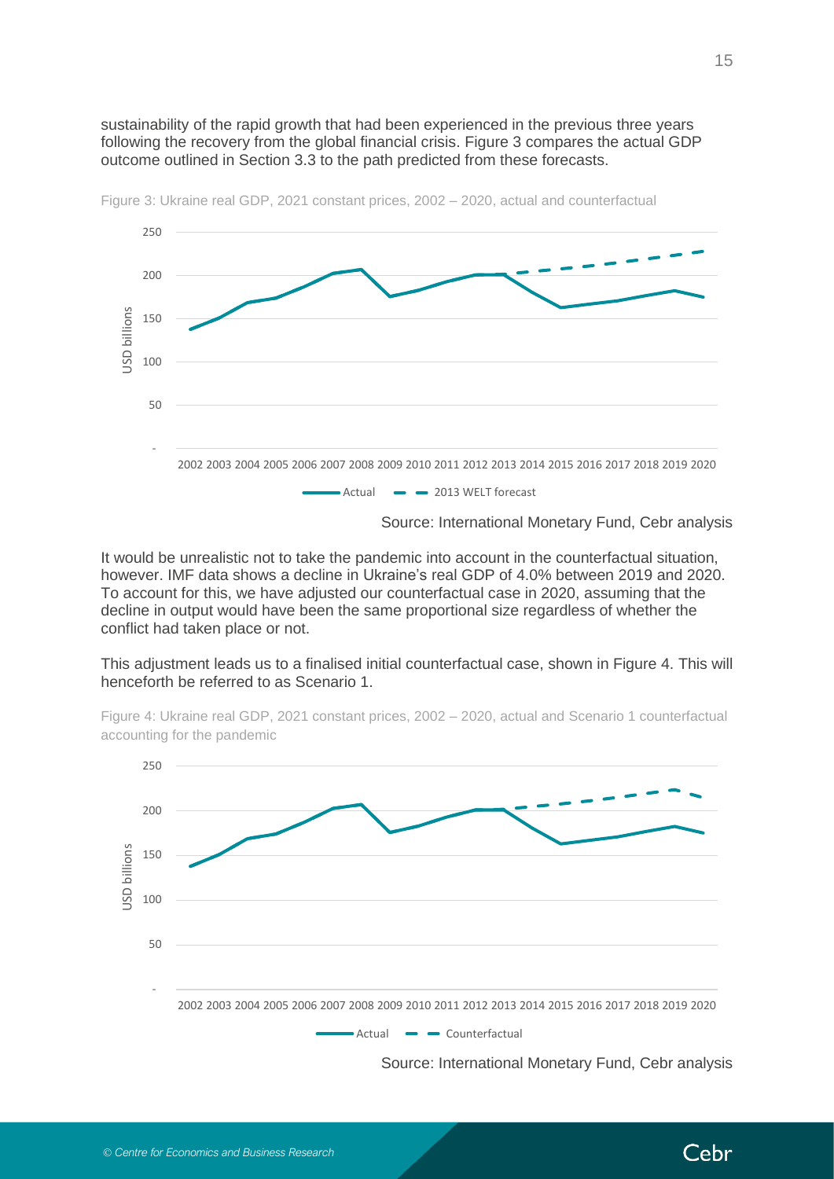sustainability of the rapid growth that had been experienced in the previous three years following the recovery from the global financial crisis. Figure 3 compares the actual GDP outcome outlined in Section 3.3 to the path predicted from these forecasts.

Figure 3: Ukraine real GDP, 2021 constant prices, 2002 – 2020, actual and counterfactual

Source: International Monetary Fund, Cebr analysis

It would be unrealistic not to take the pandemic into account in the counterfactual situation, however. IMF data shows a decline in Ukraine's real GDP of 4.0% between 2019 and 2020. To account for this, we have adjusted our counterfactual case in 2020, assuming that the decline in output would have been the same proportional size regardless of whether the conflict had taken place or not.

This adjustment leads us to a finalised initial counterfactual case, shown in Figure 4. This will henceforth be referred to as Scenario 1.

Figure 4: Ukraine real GDP, 2021 constant prices, 2002 – 2020, actual and Scenario 1 counterfactual accounting for the pandemic

Source: International Monetary Fund, Cebr analysis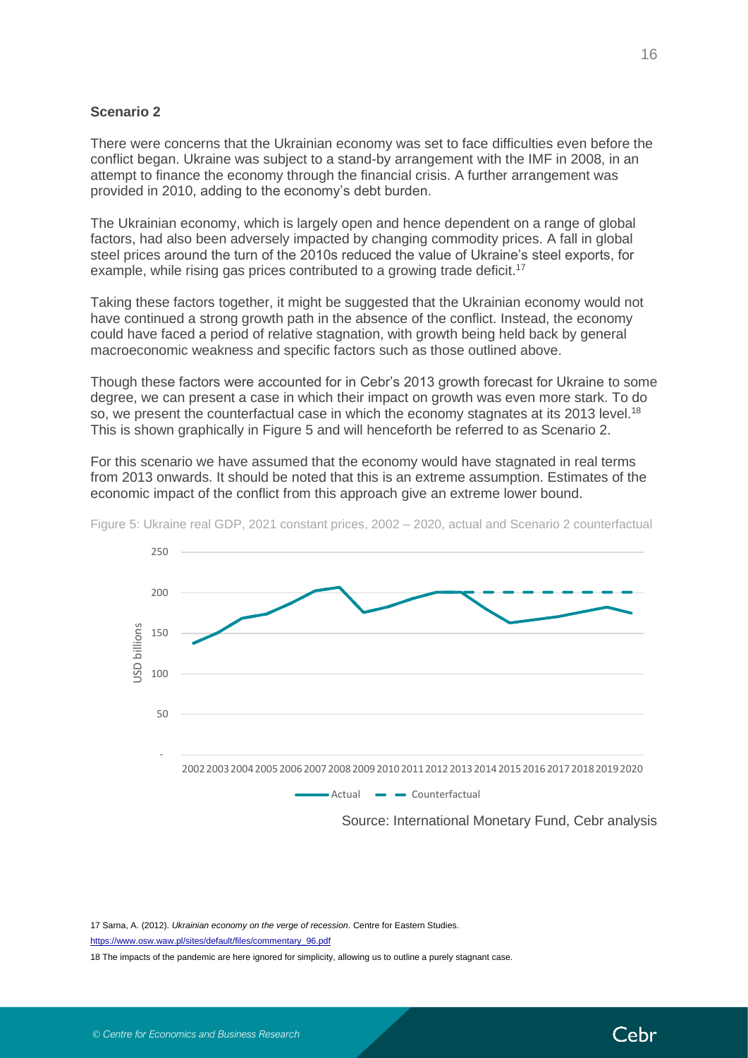## Scenario 2

There were concerns that the Ukrainian economy was set to face difficulties even before the conflict began. Ukraine was subject to a stand-by arrangement with the IMF in 2008, in an attempt to finance the economy through the financial crisis. A further arrangement was provided in 2010, adding to the economy's debt burden.

The Ukrainian economy, which is largely open and hence dependent on a range of global factors, had also been adversely impacted by changing commodity prices. A fall in global steel prices around the turn of the 2010s reduced the value of Ukraine's steel exports, for example, while rising gas prices contributed to a growing trade deficit.[17]

Taking these factors together, it might be suggested that the Ukrainian economy would not have continued a strong growth path in the absence of the conflict. Instead, the economy could have faced a period of relative stagnation, with growth being held back by general macroeconomic weakness and specific factors such as those outlined above.

Though these factors were accounted for in Cebr's 2013 growth forecast for Ukraine to some degree, we can present a case in which their impact on growth was even more stark. To do so, we present the counterfactual case in which the economy stagnates at its 2013 level.[18] This is shown graphically in Figure 5 and will henceforth be referred to as Scenario 2.

For this scenario we have assumed that the economy would have stagnated in real terms from 2013 onwards. It should be noted that this is an extreme assumption. Estimates of the economic impact of the conflict from this approach give an extreme lower bound.

Figure 5: Ukraine real GDP, 2021 constant prices, 2002 – 2020, actual and Scenario 2 counterfactual

Source: International Monetary Fund, Cebr analysis

17 Sarna, A. (2012). *Ukrainian economy on the verge of recession*. Centre for Eastern Studies. https://www.osw.waw.pl/sites/default/files/commentary_96.pdf

18 The impacts of the pandemic are here ignored for simplicity, allowing us to outline a purely stagnant case.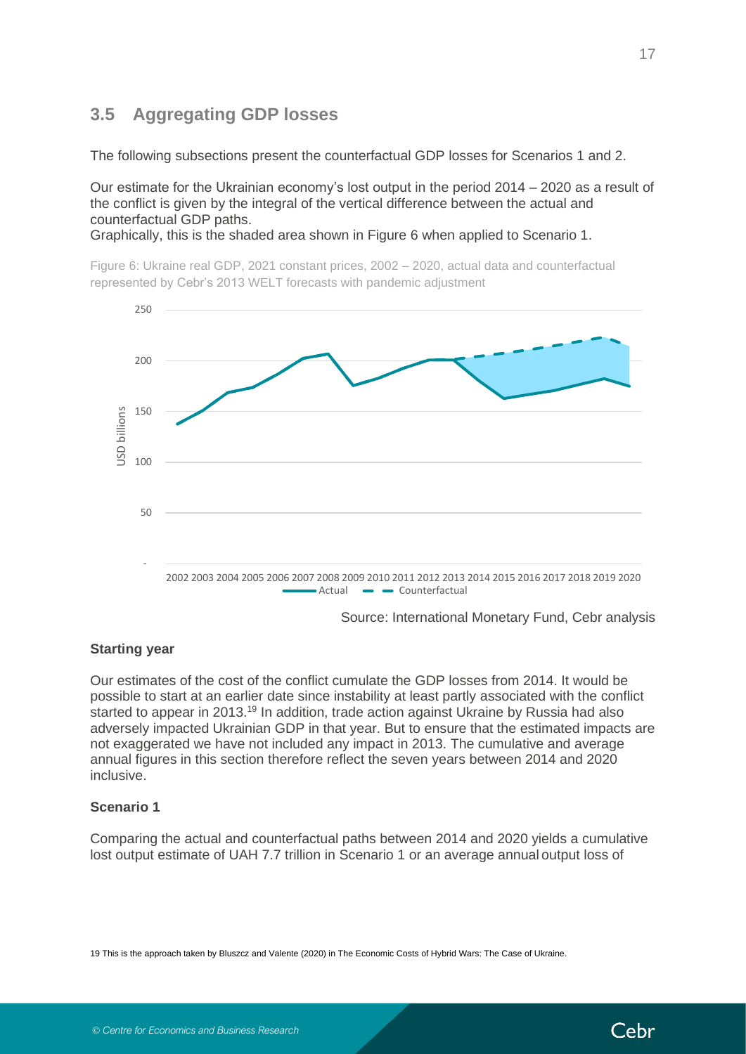## 3.5 Aggregating GDP losses

The following subsections present the counterfactual GDP losses for Scenarios 1 and 2.

Our estimate for the Ukrainian economy's lost output in the period 2014 – 2020 as a result of the conflict is given by the integral of the vertical difference between the actual and counterfactual GDP paths.
Graphically, this is the shaded area shown in Figure 6 when applied to Scenario 1.

Figure 6: Ukraine real GDP, 2021 constant prices, 2002 – 2020, actual data and counterfactual represented by Cebr's 2013 WELT forecasts with pandemic adjustment

Source: International Monetary Fund, Cebr analysis

**Starting year**

Our estimates of the cost of the conflict cumulate the GDP losses from 2014. It would be possible to start at an earlier date since instability at least partly associated with the conflict started to appear in 2013.[19] In addition, trade action against Ukraine by Russia had also adversely impacted Ukrainian GDP in that year. But to ensure that the estimated impacts are not exaggerated we have not included any impact in 2013. The cumulative and average annual figures in this section therefore reflect the seven years between 2014 and 2020 inclusive.

**Scenario 1**

Comparing the actual and counterfactual paths between 2014 and 2020 yields a cumulative lost output estimate of UAH 7.7 trillion in Scenario 1 or an average annual output loss of

19 This is the approach taken by Bluszcz and Valente (2020) in The Economic Costs of Hybrid Wars: The Case of Ukraine.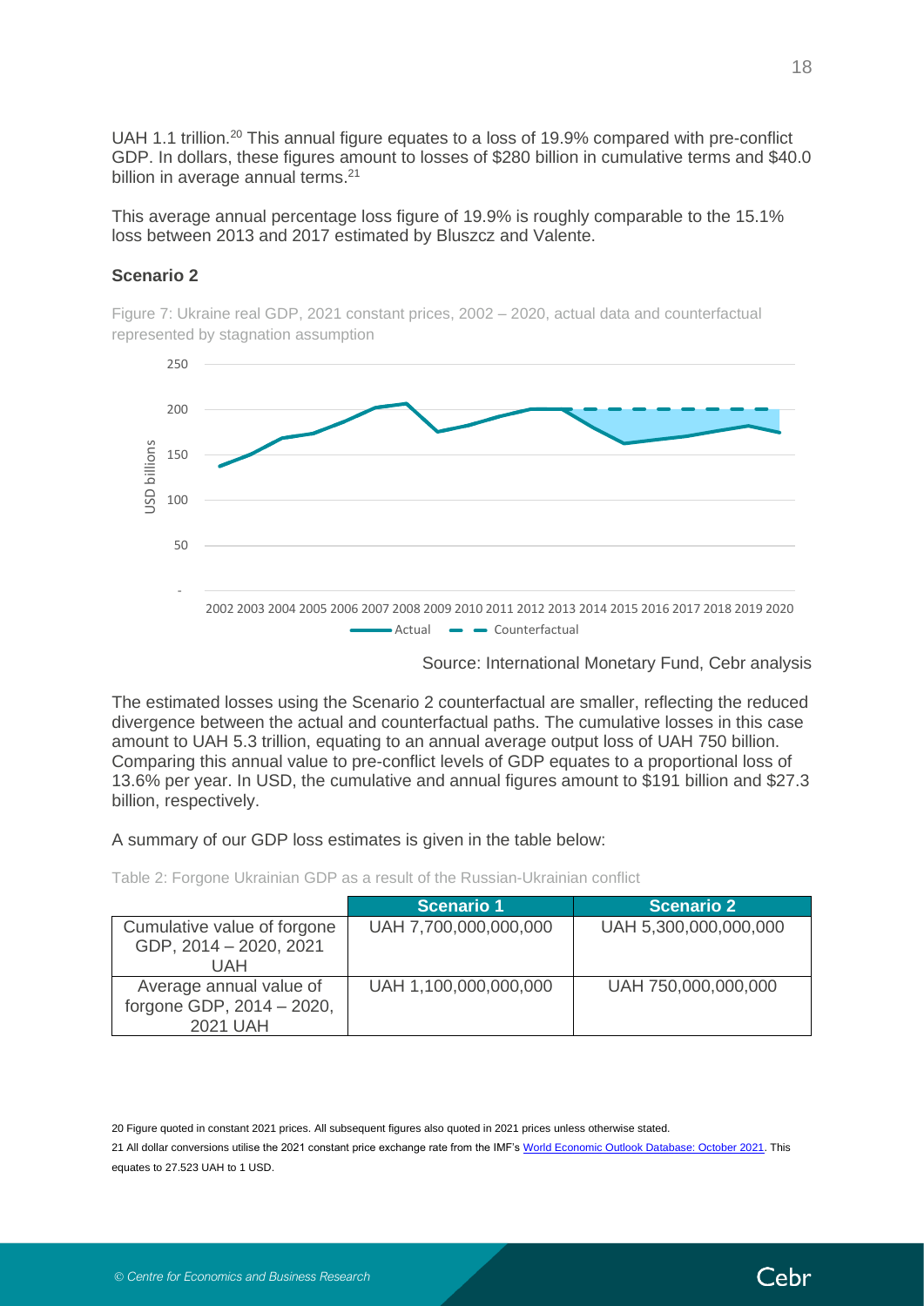UAH 1.1 trillion.[20] This annual figure equates to a loss of 19.9% compared with pre-conflict GDP. In dollars, these figures amount to losses of $280 billion in cumulative terms and $40.0 billion in average annual terms.[21]

This average annual percentage loss figure of 19.9% is roughly comparable to the 15.1% loss between 2013 and 2017 estimated by Bluszcz and Valente.

### Scenario 2

Figure 7: Ukraine real GDP, 2021 constant prices, 2002 – 2020, actual data and counterfactual represented by stagnation assumption

Source: International Monetary Fund, Cebr analysis

The estimated losses using the Scenario 2 counterfactual are smaller, reflecting the reduced divergence between the actual and counterfactual paths. The cumulative losses in this case amount to UAH 5.3 trillion, equating to an annual average output loss of UAH 750 billion. Comparing this annual value to pre-conflict levels of GDP equates to a proportional loss of 13.6% per year. In USD, the cumulative and annual figures amount to $191 billion and $27.3 billion, respectively.

A summary of our GDP loss estimates is given in the table below:

Table 2: Forgone Ukrainian GDP as a result of the Russian-Ukrainian conflict

| | Scenario 1 | Scenario 2 |
|---|---|---|
| Cumulative value of forgone GDP, 2014 – 2020, 2021 UAH | UAH 7,700,000,000,000 | UAH 5,300,000,000,000 |
| Average annual value of forgone GDP, 2014 – 2020, 2021 UAH | UAH 1,100,000,000,000 | UAH 750,000,000,000 |

20 Figure quoted in constant 2021 prices. All subsequent figures also quoted in 2021 prices unless otherwise stated.

21 All dollar conversions utilise the 2021 constant price exchange rate from the IMF's World Economic Outlook Database: October 2021. This equates to 27.523 UAH to 1 USD.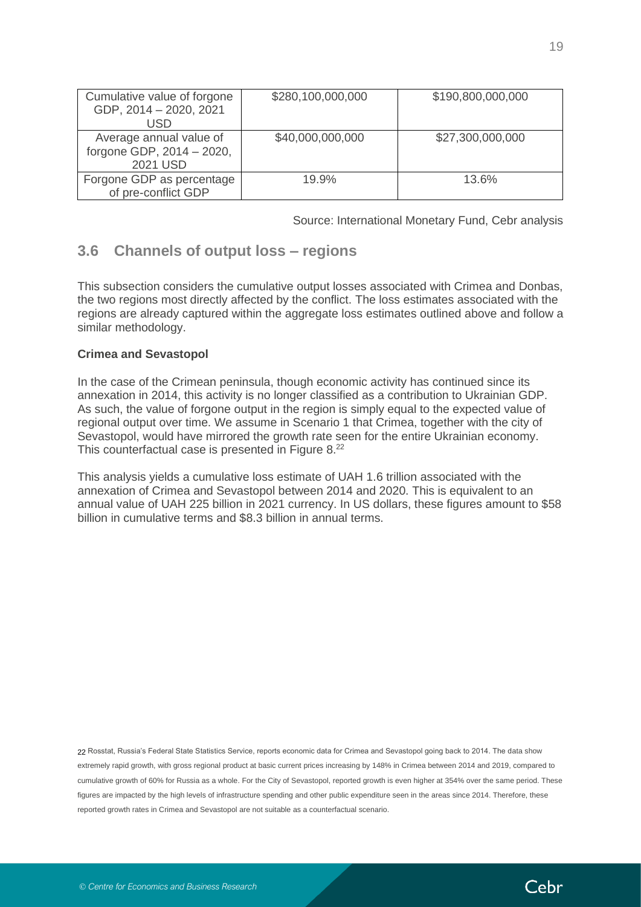| Cumulative value of forgone GDP, 2014 – 2020, 2021 USD | $280,100,000,000 | $190,800,000,000 |
| --- | --- | --- |
| Average annual value of forgone GDP, 2014 – 2020, 2021 USD | $40,000,000,000 | $27,300,000,000 |
| Forgone GDP as percentage of pre-conflict GDP | 19.9% | 13.6% |

Source: International Monetary Fund, Cebr analysis

## 3.6 Channels of output loss – regions

This subsection considers the cumulative output losses associated with Crimea and Donbas, the two regions most directly affected by the conflict. The loss estimates associated with the regions are already captured within the aggregate loss estimates outlined above and follow a similar methodology.

**Crimea and Sevastopol**

In the case of the Crimean peninsula, though economic activity has continued since its annexation in 2014, this activity is no longer classified as a contribution to Ukrainian GDP. As such, the value of forgone output in the region is simply equal to the expected value of regional output over time. We assume in Scenario 1 that Crimea, together with the city of Sevastopol, would have mirrored the growth rate seen for the entire Ukrainian economy. This counterfactual case is presented in Figure 8.[22]

This analysis yields a cumulative loss estimate of UAH 1.6 trillion associated with the annexation of Crimea and Sevastopol between 2014 and 2020. This is equivalent to an annual value of UAH 225 billion in 2021 currency. In US dollars, these figures amount to $58 billion in cumulative terms and $8.3 billion in annual terms.

[22] Rosstat, Russia's Federal State Statistics Service, reports economic data for Crimea and Sevastopol going back to 2014. The data show extremely rapid growth, with gross regional product at basic current prices increasing by 148% in Crimea between 2014 and 2019, compared to cumulative growth of 60% for Russia as a whole. For the City of Sevastopol, reported growth is even higher at 354% over the same period. These figures are impacted by the high levels of infrastructure spending and other public expenditure seen in the areas since 2014. Therefore, these reported growth rates in Crimea and Sevastopol are not suitable as a counterfactual scenario.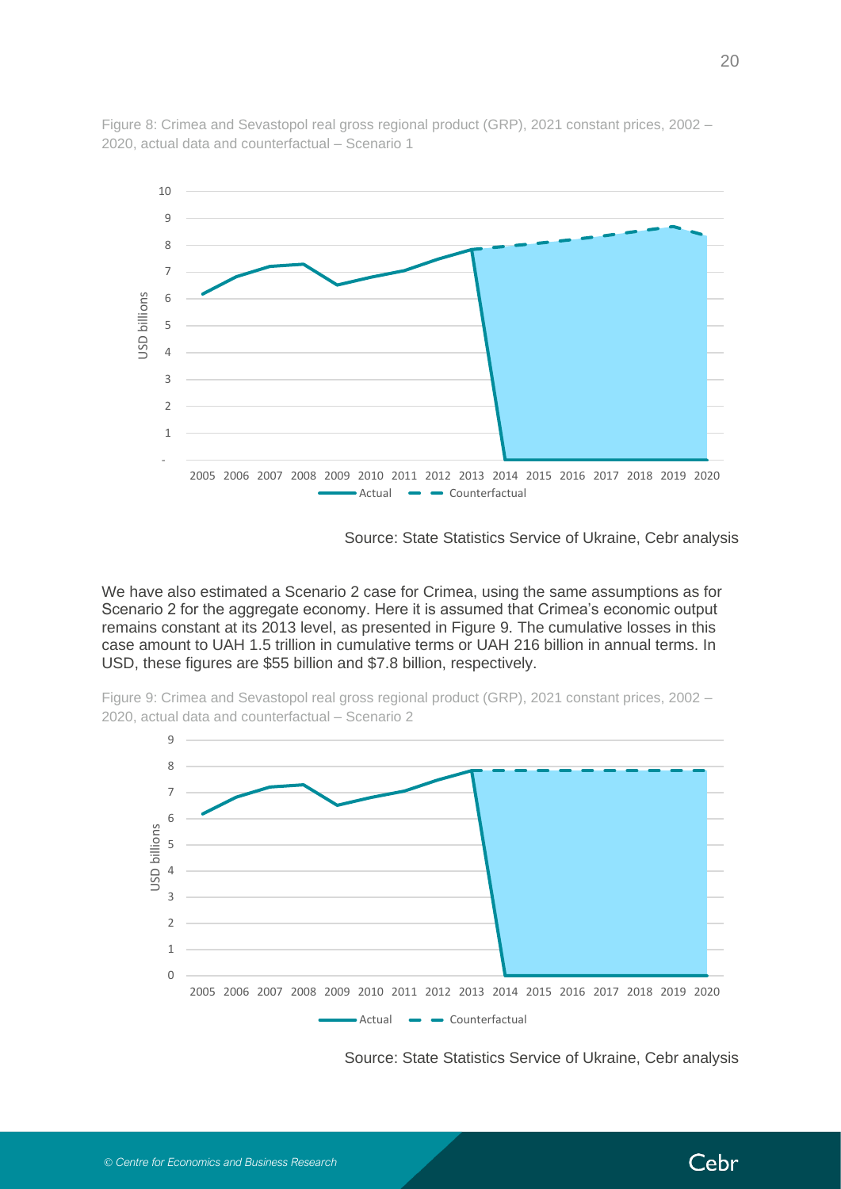Figure 8: Crimea and Sevastopol real gross regional product (GRP), 2021 constant prices, 2002 – 2020, actual data and counterfactual – Scenario 1

Source: State Statistics Service of Ukraine, Cebr analysis

We have also estimated a Scenario 2 case for Crimea, using the same assumptions as for Scenario 2 for the aggregate economy. Here it is assumed that Crimea's economic output remains constant at its 2013 level, as presented in Figure 9. The cumulative losses in this case amount to UAH 1.5 trillion in cumulative terms or UAH 216 billion in annual terms. In USD, these figures are $55 billion and $7.8 billion, respectively.

Figure 9: Crimea and Sevastopol real gross regional product (GRP), 2021 constant prices, 2002 – 2020, actual data and counterfactual – Scenario 2

Source: State Statistics Service of Ukraine, Cebr analysis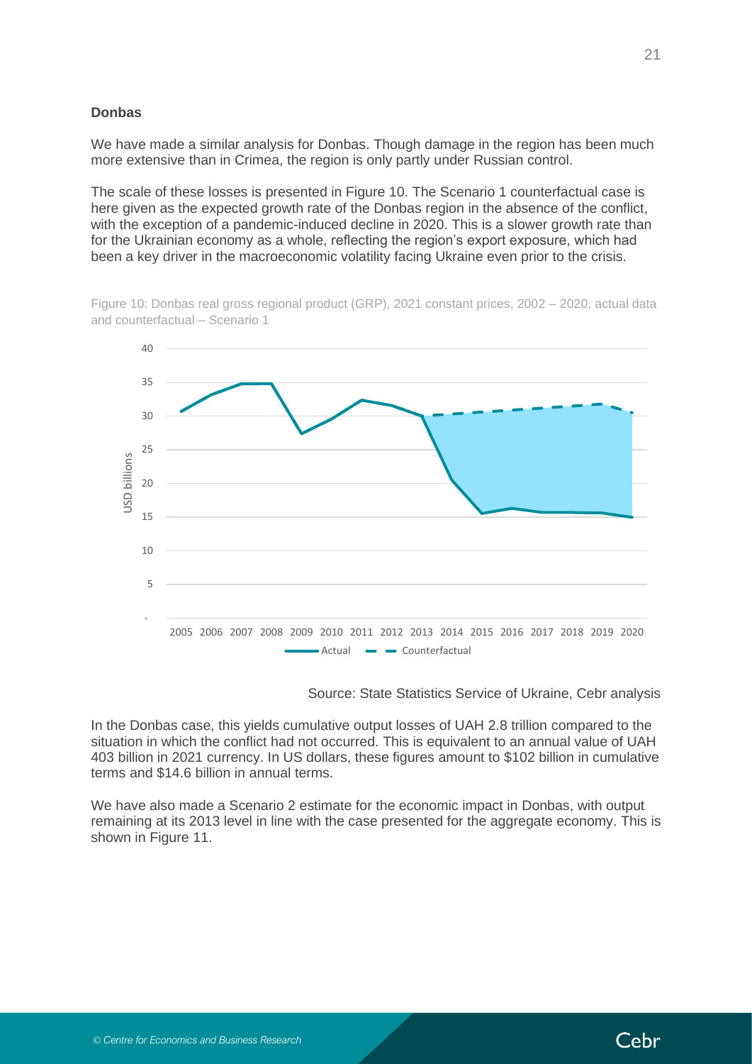### Donbas

We have made a similar analysis for Donbas. Though damage in the region has been much more extensive than in Crimea, the region is only partly under Russian control.

The scale of these losses is presented in Figure 10. The Scenario 1 counterfactual case is here given as the expected growth rate of the Donbas region in the absence of the conflict, with the exception of a pandemic-induced decline in 2020. This is a slower growth rate than for the Ukrainian economy as a whole, reflecting the region's export exposure, which had been a key driver in the macroeconomic volatility facing Ukraine even prior to the crisis.

Figure 10: Donbas real gross regional product (GRP), 2021 constant prices, 2002 – 2020, actual data and counterfactual – Scenario 1

Source: State Statistics Service of Ukraine, Cebr analysis

In the Donbas case, this yields cumulative output losses of UAH 2.8 trillion compared to the situation in which the conflict had not occurred. This is equivalent to an annual value of UAH 403 billion in 2021 currency. In US dollars, these figures amount to $102 billion in cumulative terms and $14.6 billion in annual terms.

We have also made a Scenario 2 estimate for the economic impact in Donbas, with output remaining at its 2013 level in line with the case presented for the aggregate economy. This is shown in Figure 11.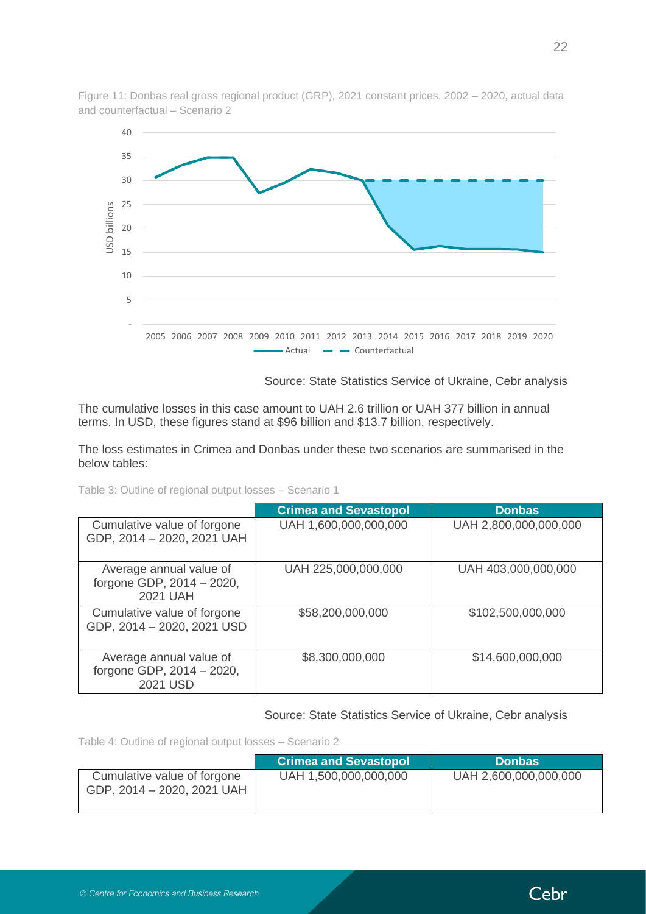Figure 11: Donbas real gross regional product (GRP), 2021 constant prices, 2002 – 2020, actual data and counterfactual – Scenario 2

Source: State Statistics Service of Ukraine, Cebr analysis

The cumulative losses in this case amount to UAH 2.6 trillion or UAH 377 billion in annual terms. In USD, these figures stand at $96 billion and $13.7 billion, respectively.

The loss estimates in Crimea and Donbas under these two scenarios are summarised in the below tables:

Table 3: Outline of regional output losses – Scenario 1

| | Crimea and Sevastopol | Donbas |
|---|---|---|
| Cumulative value of forgone GDP, 2014 – 2020, 2021 UAH | UAH 1,600,000,000,000 | UAH 2,800,000,000,000 |
| Average annual value of forgone GDP, 2014 – 2020, 2021 UAH | UAH 225,000,000,000 | UAH 403,000,000,000 |
| Cumulative value of forgone GDP, 2014 – 2020, 2021 USD | $58,200,000,000 | $102,500,000,000 |
| Average annual value of forgone GDP, 2014 – 2020, 2021 USD | $8,300,000,000 | $14,600,000,000 |

Source: State Statistics Service of Ukraine, Cebr analysis

Table 4: Outline of regional output losses – Scenario 2

| | Crimea and Sevastopol | Donbas |
|---|---|---|
| Cumulative value of forgone GDP, 2014 – 2020, 2021 UAH | UAH 1,500,000,000,000 | UAH 2,600,000,000,000 |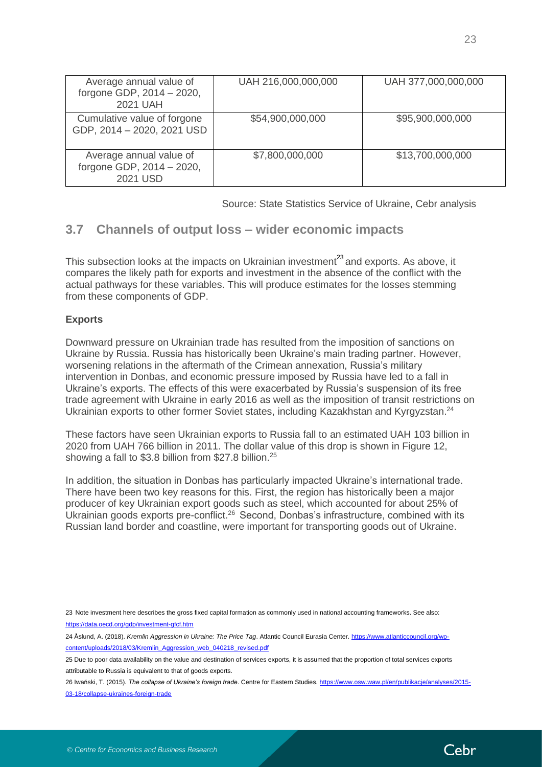| Average annual value of forgone GDP, 2014 – 2020, 2021 UAH | UAH 216,000,000,000 | UAH 377,000,000,000 |
|---|---|---|
| Cumulative value of forgone GDP, 2014 – 2020, 2021 USD | $54,900,000,000 | $95,900,000,000 |
| Average annual value of forgone GDP, 2014 – 2020, 2021 USD | $7,800,000,000 | $13,700,000,000 |

Source: State Statistics Service of Ukraine, Cebr analysis

## 3.7 Channels of output loss – wider economic impacts

This subsection looks at the impacts on Ukrainian investment[23] and exports. As above, it compares the likely path for exports and investment in the absence of the conflict with the actual pathways for these variables. This will produce estimates for the losses stemming from these components of GDP.

**Exports**

Downward pressure on Ukrainian trade has resulted from the imposition of sanctions on Ukraine by Russia. Russia has historically been Ukraine's main trading partner. However, worsening relations in the aftermath of the Crimean annexation, Russia's military intervention in Donbas, and economic pressure imposed by Russia have led to a fall in Ukraine's exports. The effects of this were exacerbated by Russia's suspension of its free trade agreement with Ukraine in early 2016 as well as the imposition of transit restrictions on Ukrainian exports to other former Soviet states, including Kazakhstan and Kyrgyzstan.[24]

These factors have seen Ukrainian exports to Russia fall to an estimated UAH 103 billion in 2020 from UAH 766 billion in 2011. The dollar value of this drop is shown in Figure 12, showing a fall to $3.8 billion from $27.8 billion.[25]

In addition, the situation in Donbas has particularly impacted Ukraine's international trade. There have been two key reasons for this. First, the region has historically been a major producer of key Ukrainian export goods such as steel, which accounted for about 25% of Ukrainian goods exports pre-conflict.[26] Second, Donbas's infrastructure, combined with its Russian land border and coastline, were important for transporting goods out of Ukraine.

23 Note investment here describes the gross fixed capital formation as commonly used in national accounting frameworks. See also: https://data.oecd.org/gdp/investment-gfcf.htm

24 Åslund, A. (2018). *Kremlin Aggression in Ukraine: The Price Tag*. Atlantic Council Eurasia Center. https://www.atlanticcouncil.org/wp-content/uploads/2018/03/Kremlin_Aggression_web_040218_revised.pdf

25 Due to poor data availability on the value and destination of services exports, it is assumed that the proportion of total services exports attributable to Russia is equivalent to that of goods exports.

26 Iwański, T. (2015). *The collapse of Ukraine's foreign trade*. Centre for Eastern Studies. https://www.osw.waw.pl/en/publikacje/analyses/2015-03-18/collapse-ukraines-foreign-trade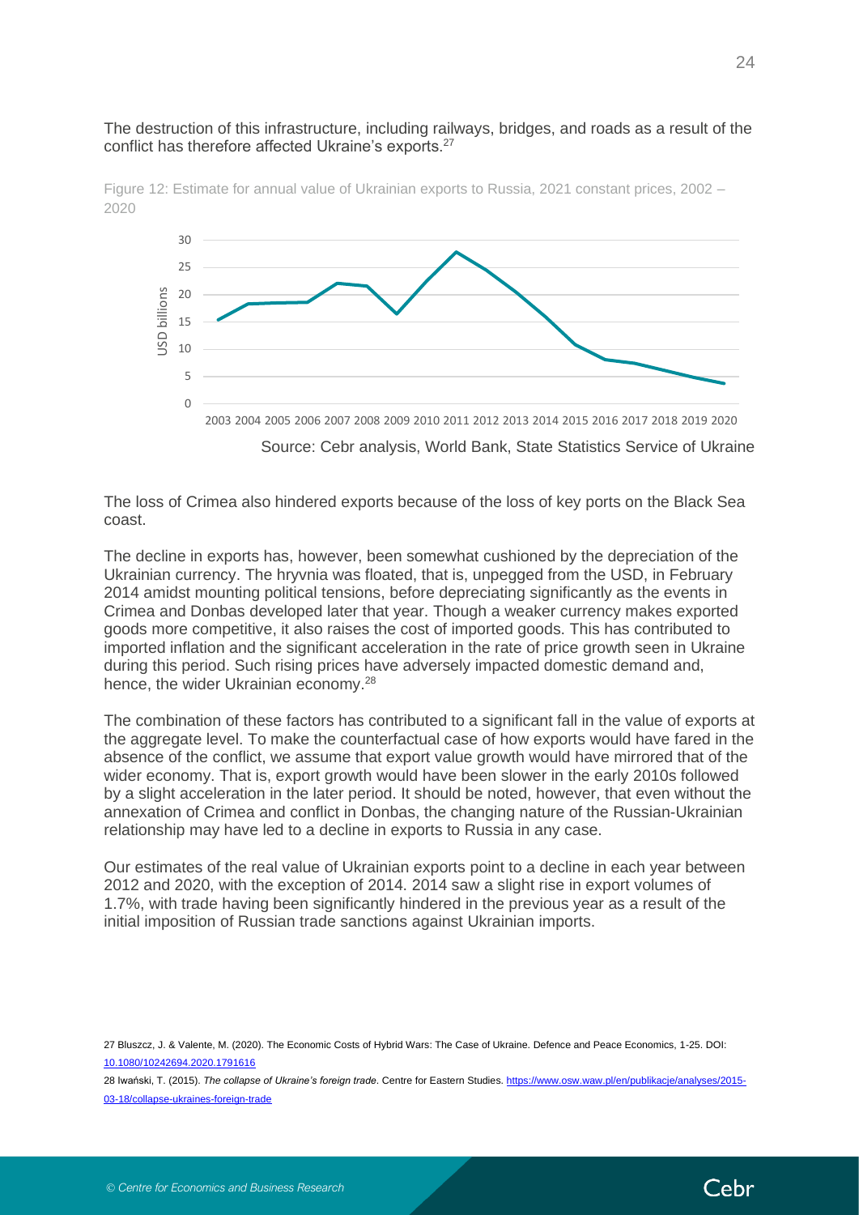The destruction of this infrastructure, including railways, bridges, and roads as a result of the conflict has therefore affected Ukraine's exports.[27]

Figure 12: Estimate for annual value of Ukrainian exports to Russia, 2021 constant prices, 2002 – 2020

Source: Cebr analysis, World Bank, State Statistics Service of Ukraine

The loss of Crimea also hindered exports because of the loss of key ports on the Black Sea coast.

The decline in exports has, however, been somewhat cushioned by the depreciation of the Ukrainian currency. The hryvnia was floated, that is, unpegged from the USD, in February 2014 amidst mounting political tensions, before depreciating significantly as the events in Crimea and Donbas developed later that year. Though a weaker currency makes exported goods more competitive, it also raises the cost of imported goods. This has contributed to imported inflation and the significant acceleration in the rate of price growth seen in Ukraine during this period. Such rising prices have adversely impacted domestic demand and, hence, the wider Ukrainian economy.[28]

The combination of these factors has contributed to a significant fall in the value of exports at the aggregate level. To make the counterfactual case of how exports would have fared in the absence of the conflict, we assume that export value growth would have mirrored that of the wider economy. That is, export growth would have been slower in the early 2010s followed by a slight acceleration in the later period. It should be noted, however, that even without the annexation of Crimea and conflict in Donbas, the changing nature of the Russian-Ukrainian relationship may have led to a decline in exports to Russia in any case.

Our estimates of the real value of Ukrainian exports point to a decline in each year between 2012 and 2020, with the exception of 2014. 2014 saw a slight rise in export volumes of 1.7%, with trade having been significantly hindered in the previous year as a result of the initial imposition of Russian trade sanctions against Ukrainian imports.

27 Bluszcz, J. & Valente, M. (2020). The Economic Costs of Hybrid Wars: The Case of Ukraine. Defence and Peace Economics, 1-25. DOI: 10.1080/10242694.2020.1791616

28 Iwański, T. (2015). *The collapse of Ukraine's foreign trade*. Centre for Eastern Studies. https://www.osw.waw.pl/en/publikacje/analyses/2015-03-18/collapse-ukraines-foreign-trade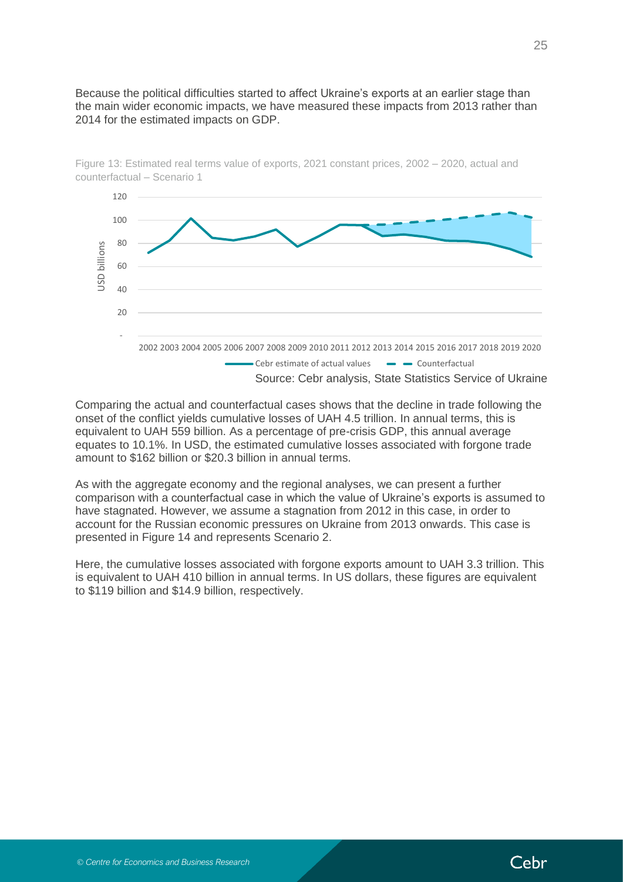Because the political difficulties started to affect Ukraine's exports at an earlier stage than the main wider economic impacts, we have measured these impacts from 2013 rather than 2014 for the estimated impacts on GDP.

Figure 13: Estimated real terms value of exports, 2021 constant prices, 2002 – 2020, actual and counterfactual – Scenario 1

Source: Cebr analysis, State Statistics Service of Ukraine

Comparing the actual and counterfactual cases shows that the decline in trade following the onset of the conflict yields cumulative losses of UAH 4.5 trillion. In annual terms, this is equivalent to UAH 559 billion. As a percentage of pre-crisis GDP, this annual average equates to 10.1%. In USD, the estimated cumulative losses associated with forgone trade amount to $162 billion or $20.3 billion in annual terms.

As with the aggregate economy and the regional analyses, we can present a further comparison with a counterfactual case in which the value of Ukraine's exports is assumed to have stagnated. However, we assume a stagnation from 2012 in this case, in order to account for the Russian economic pressures on Ukraine from 2013 onwards. This case is presented in Figure 14 and represents Scenario 2.

Here, the cumulative losses associated with forgone exports amount to UAH 3.3 trillion. This is equivalent to UAH 410 billion in annual terms. In US dollars, these figures are equivalent to $119 billion and $14.9 billion, respectively.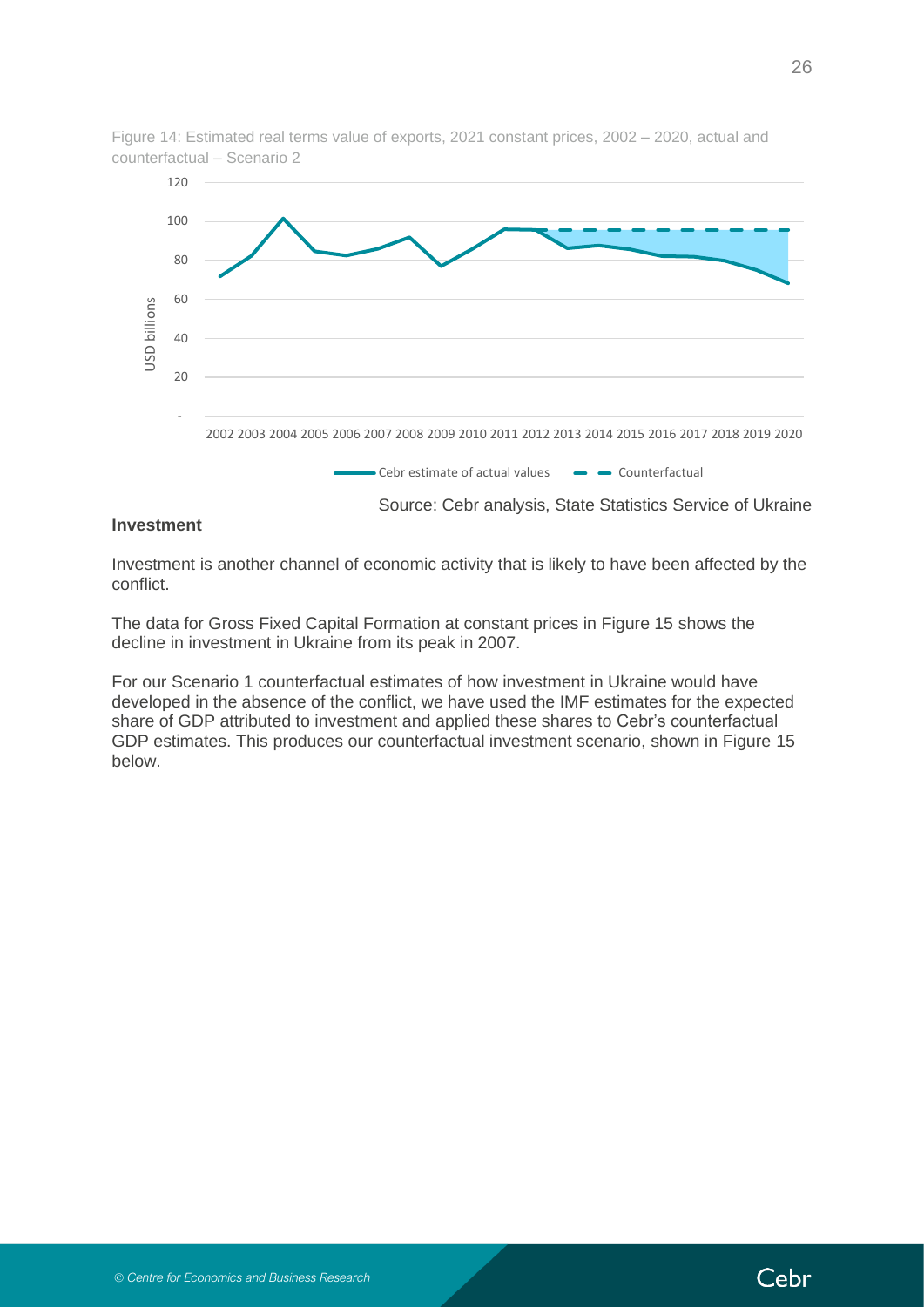Figure 14: Estimated real terms value of exports, 2021 constant prices, 2002 – 2020, actual and counterfactual – Scenario 2

Source: Cebr analysis, State Statistics Service of Ukraine

**Investment**

Investment is another channel of economic activity that is likely to have been affected by the conflict.

The data for Gross Fixed Capital Formation at constant prices in Figure 15 shows the decline in investment in Ukraine from its peak in 2007.

For our Scenario 1 counterfactual estimates of how investment in Ukraine would have developed in the absence of the conflict, we have used the IMF estimates for the expected share of GDP attributed to investment and applied these shares to Cebr's counterfactual GDP estimates. This produces our counterfactual investment scenario, shown in Figure 15 below.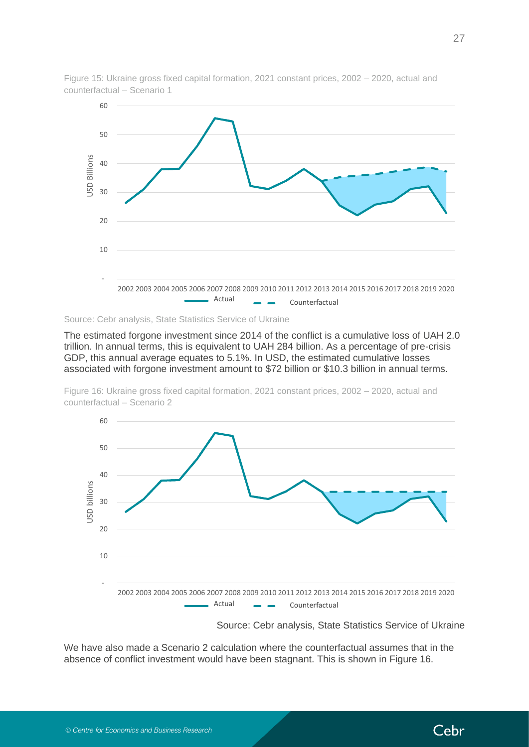Figure 15: Ukraine gross fixed capital formation, 2021 constant prices, 2002 – 2020, actual and counterfactual – Scenario 1

Source: Cebr analysis, State Statistics Service of Ukraine

The estimated forgone investment since 2014 of the conflict is a cumulative loss of UAH 2.0 trillion. In annual terms, this is equivalent to UAH 284 billion. As a percentage of pre-crisis GDP, this annual average equates to 5.1%. In USD, the estimated cumulative losses associated with forgone investment amount to $72 billion or $10.3 billion in annual terms.

Figure 16: Ukraine gross fixed capital formation, 2021 constant prices, 2002 – 2020, actual and counterfactual – Scenario 2

Source: Cebr analysis, State Statistics Service of Ukraine

We have also made a Scenario 2 calculation where the counterfactual assumes that in the absence of conflict investment would have been stagnant. This is shown in Figure 16.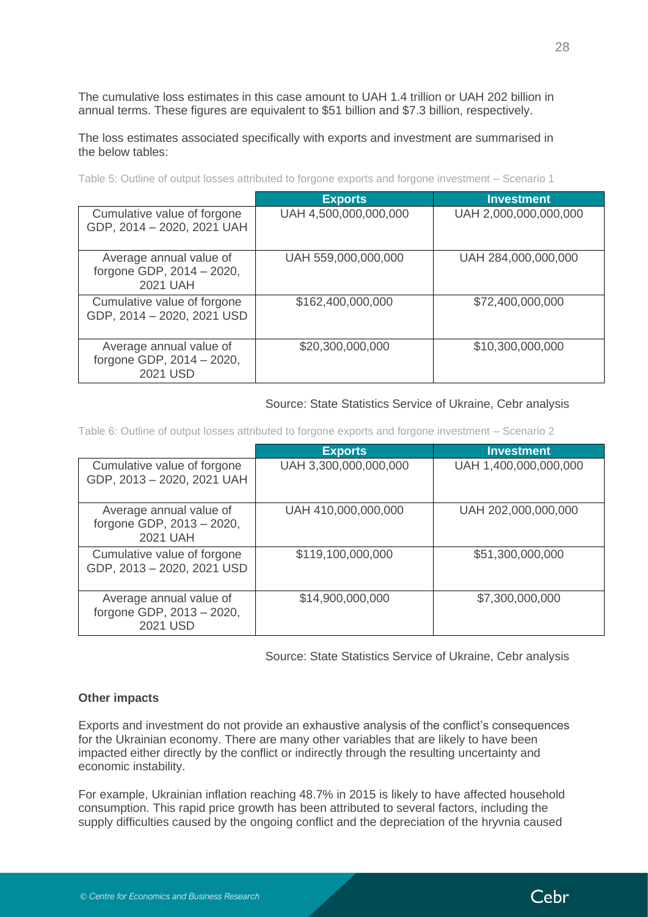The cumulative loss estimates in this case amount to UAH 1.4 trillion or UAH 202 billion in annual terms. These figures are equivalent to $51 billion and $7.3 billion, respectively.

The loss estimates associated specifically with exports and investment are summarised in the below tables:

Table 5: Outline of output losses attributed to forgone exports and forgone investment – Scenario 1

| | Exports | Investment |
|---|---|---|
| Cumulative value of forgone GDP, 2014 – 2020, 2021 UAH | UAH 4,500,000,000,000 | UAH 2,000,000,000,000 |
| Average annual value of forgone GDP, 2014 – 2020, 2021 UAH | UAH 559,000,000,000 | UAH 284,000,000,000 |
| Cumulative value of forgone GDP, 2014 – 2020, 2021 USD | $162,400,000,000 | $72,400,000,000 |
| Average annual value of forgone GDP, 2014 – 2020, 2021 USD | $20,300,000,000 | $10,300,000,000 |

Source: State Statistics Service of Ukraine, Cebr analysis

Table 6: Outline of output losses attributed to forgone exports and forgone investment – Scenario 2

| | Exports | Investment |
|---|---|---|
| Cumulative value of forgone GDP, 2013 – 2020, 2021 UAH | UAH 3,300,000,000,000 | UAH 1,400,000,000,000 |
| Average annual value of forgone GDP, 2013 – 2020, 2021 UAH | UAH 410,000,000,000 | UAH 202,000,000,000 |
| Cumulative value of forgone GDP, 2013 – 2020, 2021 USD | $119,100,000,000 | $51,300,000,000 |
| Average annual value of forgone GDP, 2013 – 2020, 2021 USD | $14,900,000,000 | $7,300,000,000 |

Source: State Statistics Service of Ukraine, Cebr analysis

**Other impacts**

Exports and investment do not provide an exhaustive analysis of the conflict's consequences for the Ukrainian economy. There are many other variables that are likely to have been impacted either directly by the conflict or indirectly through the resulting uncertainty and economic instability.

For example, Ukrainian inflation reaching 48.7% in 2015 is likely to have affected household consumption. This rapid price growth has been attributed to several factors, including the supply difficulties caused by the ongoing conflict and the depreciation of the hryvnia caused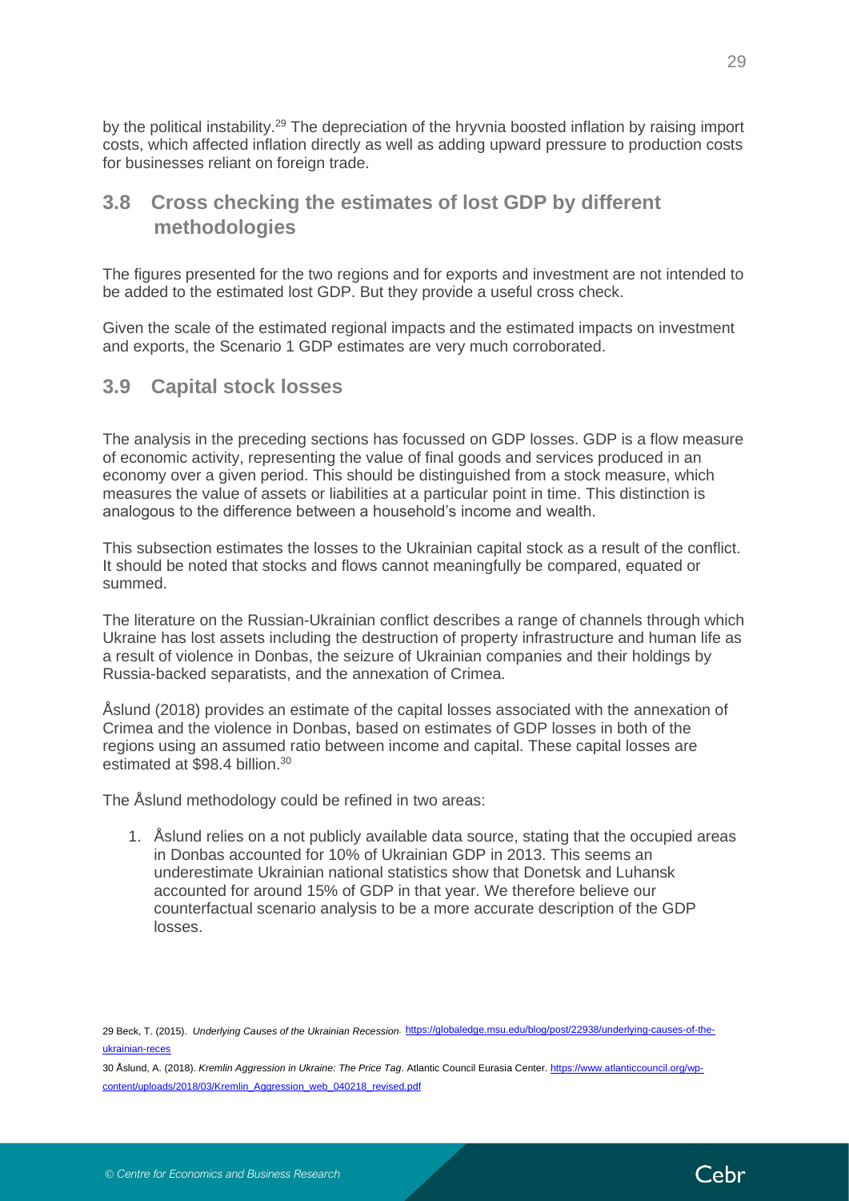by the political instability.[29] The depreciation of the hryvnia boosted inflation by raising import costs, which affected inflation directly as well as adding upward pressure to production costs for businesses reliant on foreign trade.

## 3.8 Cross checking the estimates of lost GDP by different methodologies

The figures presented for the two regions and for exports and investment are not intended to be added to the estimated lost GDP. But they provide a useful cross check.

Given the scale of the estimated regional impacts and the estimated impacts on investment and exports, the Scenario 1 GDP estimates are very much corroborated.

## 3.9 Capital stock losses

The analysis in the preceding sections has focussed on GDP losses. GDP is a flow measure of economic activity, representing the value of final goods and services produced in an economy over a given period. This should be distinguished from a stock measure, which measures the value of assets or liabilities at a particular point in time. This distinction is analogous to the difference between a household's income and wealth.

This subsection estimates the losses to the Ukrainian capital stock as a result of the conflict. It should be noted that stocks and flows cannot meaningfully be compared, equated or summed.

The literature on the Russian-Ukrainian conflict describes a range of channels through which Ukraine has lost assets including the destruction of property infrastructure and human life as a result of violence in Donbas, the seizure of Ukrainian companies and their holdings by Russia-backed separatists, and the annexation of Crimea.

Åslund (2018) provides an estimate of the capital losses associated with the annexation of Crimea and the violence in Donbas, based on estimates of GDP losses in both of the regions using an assumed ratio between income and capital. These capital losses are estimated at $98.4 billion.[30]

The Åslund methodology could be refined in two areas:

1. Åslund relies on a not publicly available data source, stating that the occupied areas in Donbas accounted for 10% of Ukrainian GDP in 2013. This seems an underestimate Ukrainian national statistics show that Donetsk and Luhansk accounted for around 15% of GDP in that year. We therefore believe our counterfactual scenario analysis to be a more accurate description of the GDP losses.

29 Beck, T. (2015). *Underlying Causes of the Ukrainian Recession*. https://globaledge.msu.edu/blog/post/22938/underlying-causes-of-the-ukrainian-reces

30 Åslund, A. (2018). *Kremlin Aggression in Ukraine: The Price Tag*. Atlantic Council Eurasia Center. https://www.atlanticcouncil.org/wp-content/uploads/2018/03/Kremlin_Aggression_web_040218_revised.pdf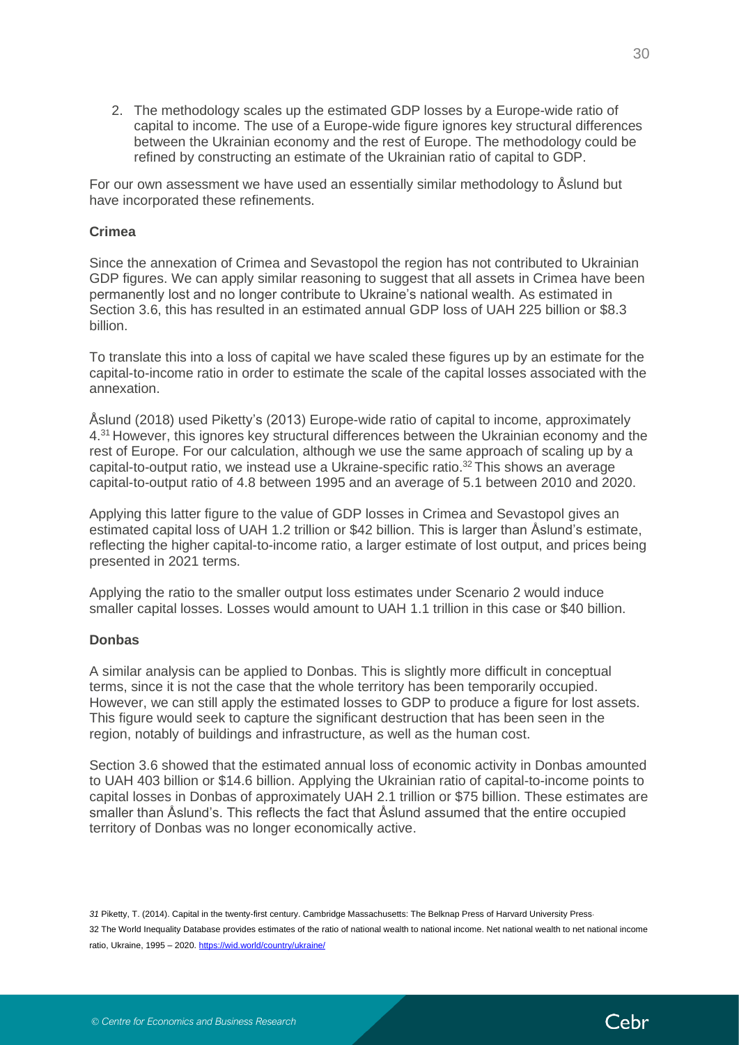2. The methodology scales up the estimated GDP losses by a Europe-wide ratio of capital to income. The use of a Europe-wide figure ignores key structural differences between the Ukrainian economy and the rest of Europe. The methodology could be refined by constructing an estimate of the Ukrainian ratio of capital to GDP.

For our own assessment we have used an essentially similar methodology to Åslund but have incorporated these refinements.

**Crimea**

Since the annexation of Crimea and Sevastopol the region has not contributed to Ukrainian GDP figures. We can apply similar reasoning to suggest that all assets in Crimea have been permanently lost and no longer contribute to Ukraine's national wealth. As estimated in Section 3.6, this has resulted in an estimated annual GDP loss of UAH 225 billion or $8.3 billion.

To translate this into a loss of capital we have scaled these figures up by an estimate for the capital-to-income ratio in order to estimate the scale of the capital losses associated with the annexation.

Åslund (2018) used Piketty's (2013) Europe-wide ratio of capital to income, approximately 4.[31] However, this ignores key structural differences between the Ukrainian economy and the rest of Europe. For our calculation, although we use the same approach of scaling up by a capital-to-output ratio, we instead use a Ukraine-specific ratio.[32] This shows an average capital-to-output ratio of 4.8 between 1995 and an average of 5.1 between 2010 and 2020.

Applying this latter figure to the value of GDP losses in Crimea and Sevastopol gives an estimated capital loss of UAH 1.2 trillion or $42 billion. This is larger than Åslund's estimate, reflecting the higher capital-to-income ratio, a larger estimate of lost output, and prices being presented in 2021 terms.

Applying the ratio to the smaller output loss estimates under Scenario 2 would induce smaller capital losses. Losses would amount to UAH 1.1 trillion in this case or $40 billion.

**Donbas**

A similar analysis can be applied to Donbas. This is slightly more difficult in conceptual terms, since it is not the case that the whole territory has been temporarily occupied. However, we can still apply the estimated losses to GDP to produce a figure for lost assets. This figure would seek to capture the significant destruction that has been seen in the region, notably of buildings and infrastructure, as well as the human cost.

Section 3.6 showed that the estimated annual loss of economic activity in Donbas amounted to UAH 403 billion or $14.6 billion. Applying the Ukrainian ratio of capital-to-income points to capital losses in Donbas of approximately UAH 2.1 trillion or $75 billion. These estimates are smaller than Åslund's. This reflects the fact that Åslund assumed that the entire occupied territory of Donbas was no longer economically active.

---

*31* Piketty, T. (2014). Capital in the twenty-first century. Cambridge Massachusetts: The Belknap Press of Harvard University Press.

32 The World Inequality Database provides estimates of the ratio of national wealth to national income. Net national wealth to net national income ratio, Ukraine, 1995 – 2020. https://wid.world/country/ukraine/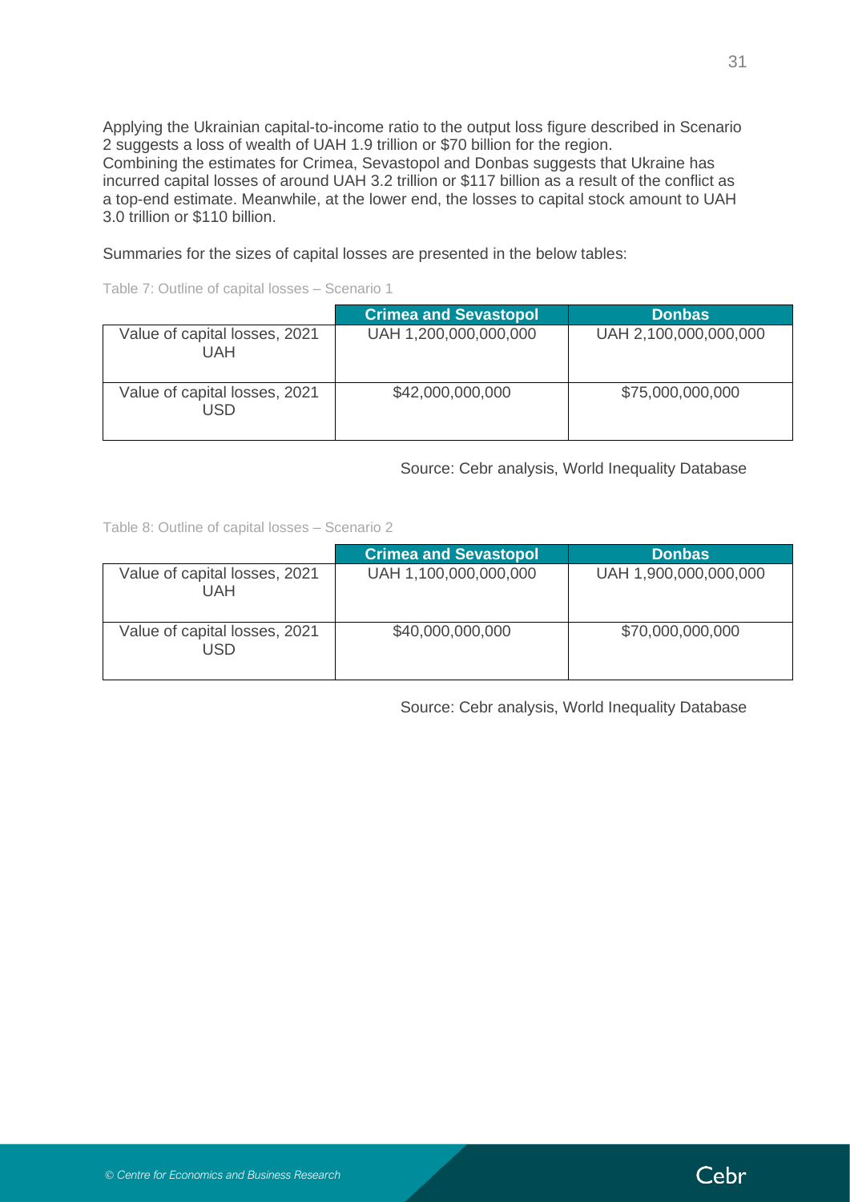Applying the Ukrainian capital-to-income ratio to the output loss figure described in Scenario 2 suggests a loss of wealth of UAH 1.9 trillion or $70 billion for the region.
Combining the estimates for Crimea, Sevastopol and Donbas suggests that Ukraine has incurred capital losses of around UAH 3.2 trillion or $117 billion as a result of the conflict as a top-end estimate. Meanwhile, at the lower end, the losses to capital stock amount to UAH 3.0 trillion or $110 billion.

Summaries for the sizes of capital losses are presented in the below tables:

Table 7: Outline of capital losses – Scenario 1

| | Crimea and Sevastopol | Donbas |
|---|---|---|
| Value of capital losses, 2021 UAH | UAH 1,200,000,000,000 | UAH 2,100,000,000,000 |
| Value of capital losses, 2021 USD | $42,000,000,000 | $75,000,000,000 |

Source: Cebr analysis, World Inequality Database

Table 8: Outline of capital losses – Scenario 2

| | Crimea and Sevastopol | Donbas |
|---|---|---|
| Value of capital losses, 2021 UAH | UAH 1,100,000,000,000 | UAH 1,900,000,000,000 |
| Value of capital losses, 2021 USD | $40,000,000,000 | $70,000,000,000 |

Source: Cebr analysis, World Inequality Database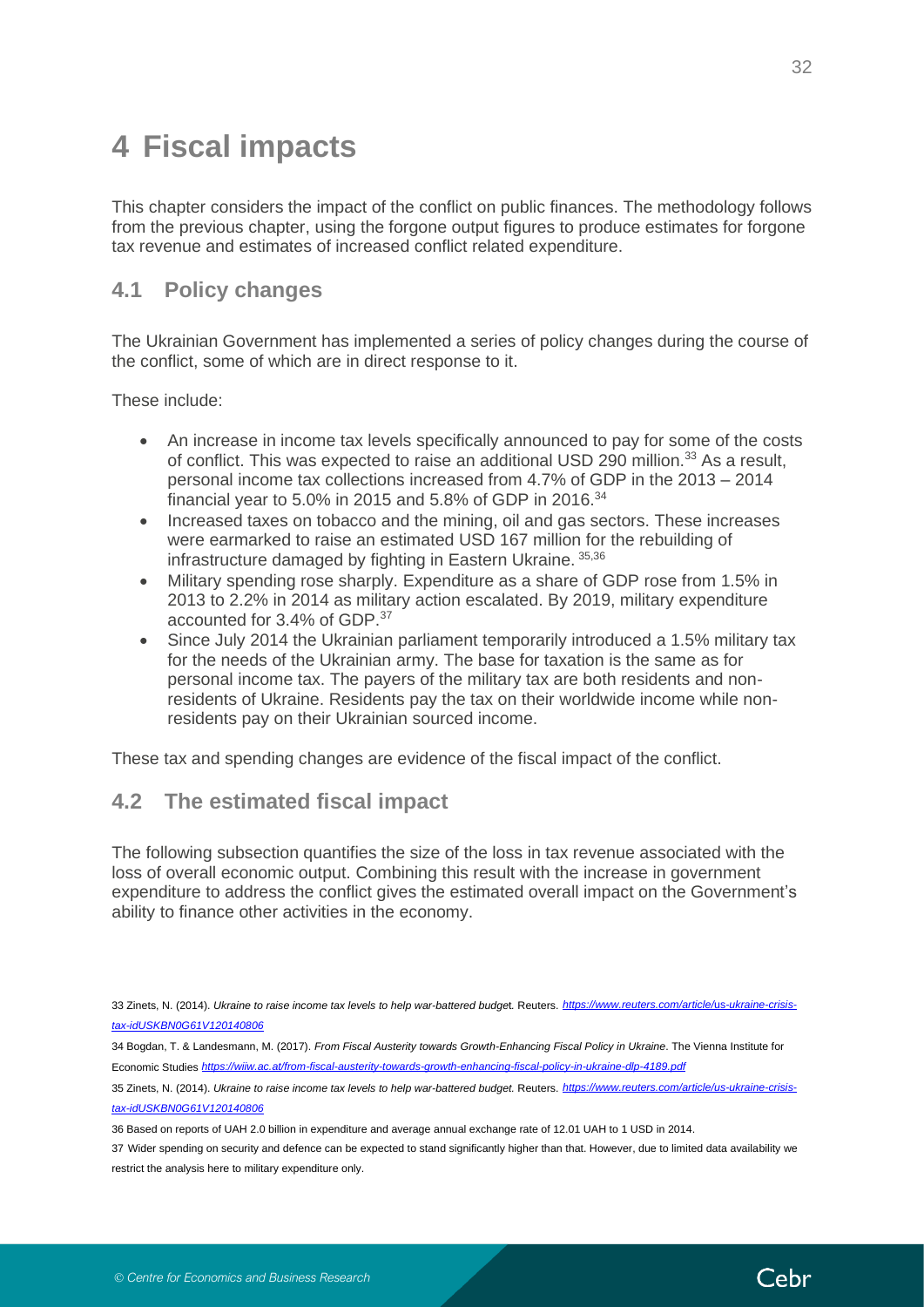# 4 Fiscal impacts

This chapter considers the impact of the conflict on public finances. The methodology follows from the previous chapter, using the forgone output figures to produce estimates for forgone tax revenue and estimates of increased conflict related expenditure.

## 4.1 Policy changes

The Ukrainian Government has implemented a series of policy changes during the course of the conflict, some of which are in direct response to it.

These include:

- An increase in income tax levels specifically announced to pay for some of the costs of conflict. This was expected to raise an additional USD 290 million.[33] As a result, personal income tax collections increased from 4.7% of GDP in the 2013 – 2014 financial year to 5.0% in 2015 and 5.8% of GDP in 2016.[34]
- Increased taxes on tobacco and the mining, oil and gas sectors. These increases were earmarked to raise an estimated USD 167 million for the rebuilding of infrastructure damaged by fighting in Eastern Ukraine.[35,36]
- Military spending rose sharply. Expenditure as a share of GDP rose from 1.5% in 2013 to 2.2% in 2014 as military action escalated. By 2019, military expenditure accounted for 3.4% of GDP.[37]
- Since July 2014 the Ukrainian parliament temporarily introduced a 1.5% military tax for the needs of the Ukrainian army. The base for taxation is the same as for personal income tax. The payers of the military tax are both residents and non-residents of Ukraine. Residents pay the tax on their worldwide income while non-residents pay on their Ukrainian sourced income.

These tax and spending changes are evidence of the fiscal impact of the conflict.

## 4.2 The estimated fiscal impact

The following subsection quantifies the size of the loss in tax revenue associated with the loss of overall economic output. Combining this result with the increase in government expenditure to address the conflict gives the estimated overall impact on the Government's ability to finance other activities in the economy.

---

33 Zinets, N. (2014). *Ukraine to raise income tax levels to help war-battered budget.* Reuters. *https://www.reuters.com/article/us-ukraine-crisis-tax-idUSKBN0G61V120140806*

34 Bogdan, T. & Landesmann, M. (2017). *From Fiscal Austerity towards Growth-Enhancing Fiscal Policy in Ukraine*. The Vienna Institute for Economic Studies *https://wiiw.ac.at/from-fiscal-austerity-towards-growth-enhancing-fiscal-policy-in-ukraine-dlp-4189.pdf*

35 Zinets, N. (2014). *Ukraine to raise income tax levels to help war-battered budget.* Reuters. *https://www.reuters.com/article/us-ukraine-crisis-tax-idUSKBN0G61V120140806*

36 Based on reports of UAH 2.0 billion in expenditure and average annual exchange rate of 12.01 UAH to 1 USD in 2014.

37 Wider spending on security and defence can be expected to stand significantly higher than that. However, due to limited data availability we restrict the analysis here to military expenditure only.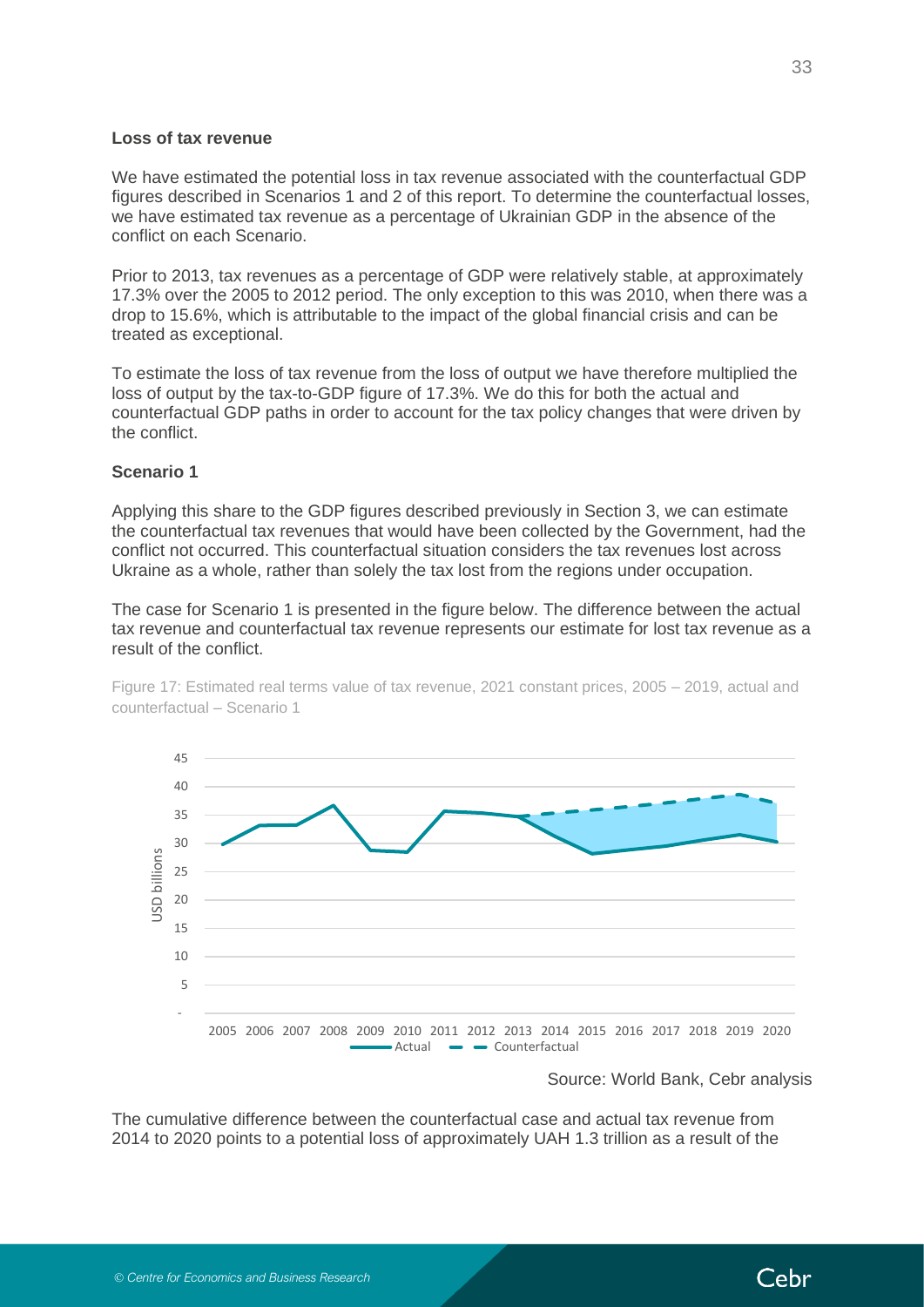**Loss of tax revenue**

We have estimated the potential loss in tax revenue associated with the counterfactual GDP figures described in Scenarios 1 and 2 of this report. To determine the counterfactual losses, we have estimated tax revenue as a percentage of Ukrainian GDP in the absence of the conflict on each Scenario.

Prior to 2013, tax revenues as a percentage of GDP were relatively stable, at approximately 17.3% over the 2005 to 2012 period. The only exception to this was 2010, when there was a drop to 15.6%, which is attributable to the impact of the global financial crisis and can be treated as exceptional.

To estimate the loss of tax revenue from the loss of output we have therefore multiplied the loss of output by the tax-to-GDP figure of 17.3%. We do this for both the actual and counterfactual GDP paths in order to account for the tax policy changes that were driven by the conflict.

**Scenario 1**

Applying this share to the GDP figures described previously in Section 3, we can estimate the counterfactual tax revenues that would have been collected by the Government, had the conflict not occurred. This counterfactual situation considers the tax revenues lost across Ukraine as a whole, rather than solely the tax lost from the regions under occupation.

The case for Scenario 1 is presented in the figure below. The difference between the actual tax revenue and counterfactual tax revenue represents our estimate for lost tax revenue as a result of the conflict.

Figure 17: Estimated real terms value of tax revenue, 2021 constant prices, 2005 – 2019, actual and counterfactual – Scenario 1

Source: World Bank, Cebr analysis

The cumulative difference between the counterfactual case and actual tax revenue from 2014 to 2020 points to a potential loss of approximately UAH 1.3 trillion as a result of the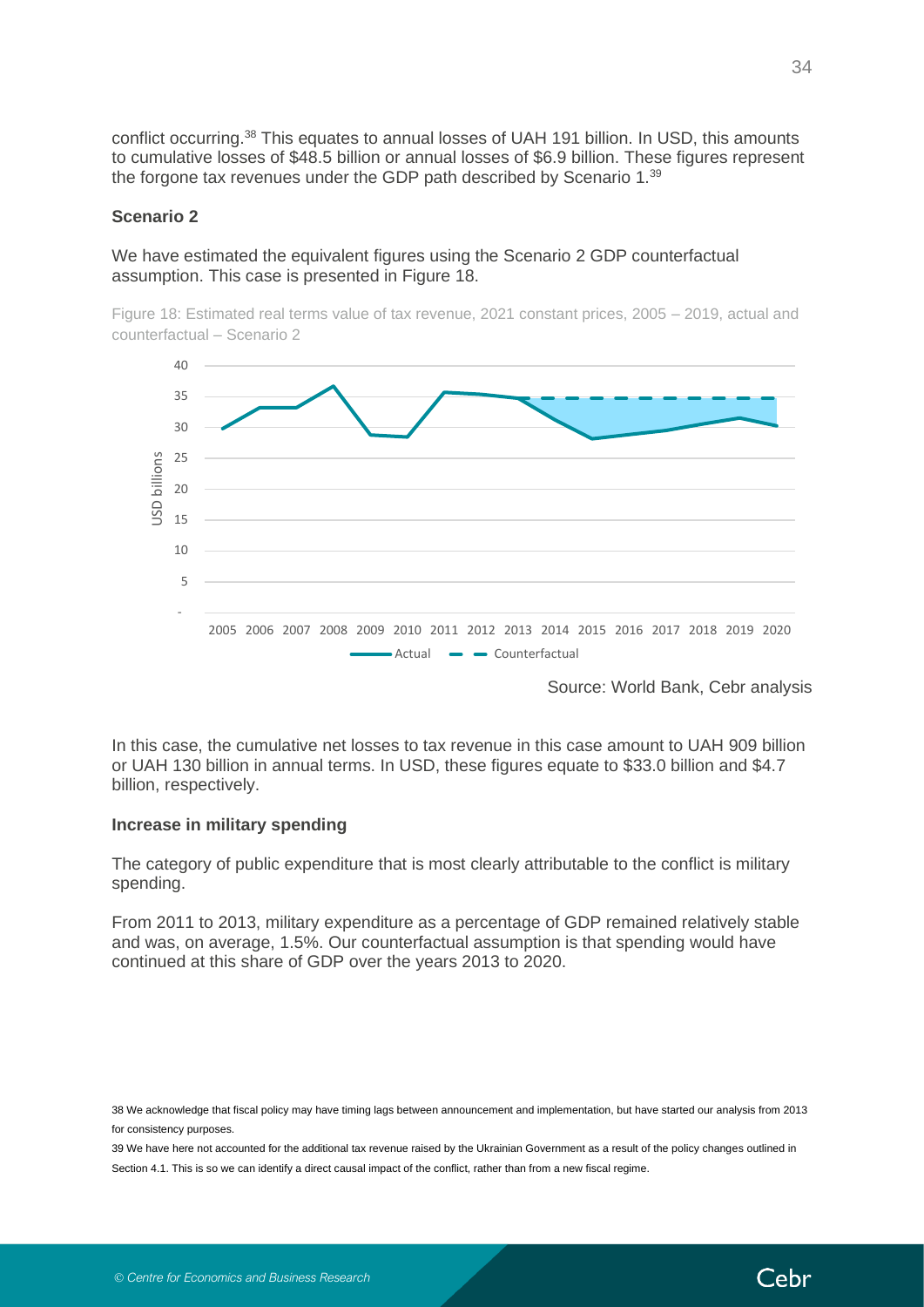conflict occurring.[38] This equates to annual losses of UAH 191 billion. In USD, this amounts to cumulative losses of $48.5 billion or annual losses of $6.9 billion. These figures represent the forgone tax revenues under the GDP path described by Scenario 1.[39]

### Scenario 2

We have estimated the equivalent figures using the Scenario 2 GDP counterfactual assumption. This case is presented in Figure 18.

Figure 18: Estimated real terms value of tax revenue, 2021 constant prices, 2005 – 2019, actual and counterfactual – Scenario 2

Source: World Bank, Cebr analysis

In this case, the cumulative net losses to tax revenue in this case amount to UAH 909 billion or UAH 130 billion in annual terms. In USD, these figures equate to $33.0 billion and $4.7 billion, respectively.

### Increase in military spending

The category of public expenditure that is most clearly attributable to the conflict is military spending.

From 2011 to 2013, military expenditure as a percentage of GDP remained relatively stable and was, on average, 1.5%. Our counterfactual assumption is that spending would have continued at this share of GDP over the years 2013 to 2020.

---

38 We acknowledge that fiscal policy may have timing lags between announcement and implementation, but have started our analysis from 2013 for consistency purposes.

39 We have here not accounted for the additional tax revenue raised by the Ukrainian Government as a result of the policy changes outlined in Section 4.1. This is so we can identify a direct causal impact of the conflict, rather than from a new fiscal regime.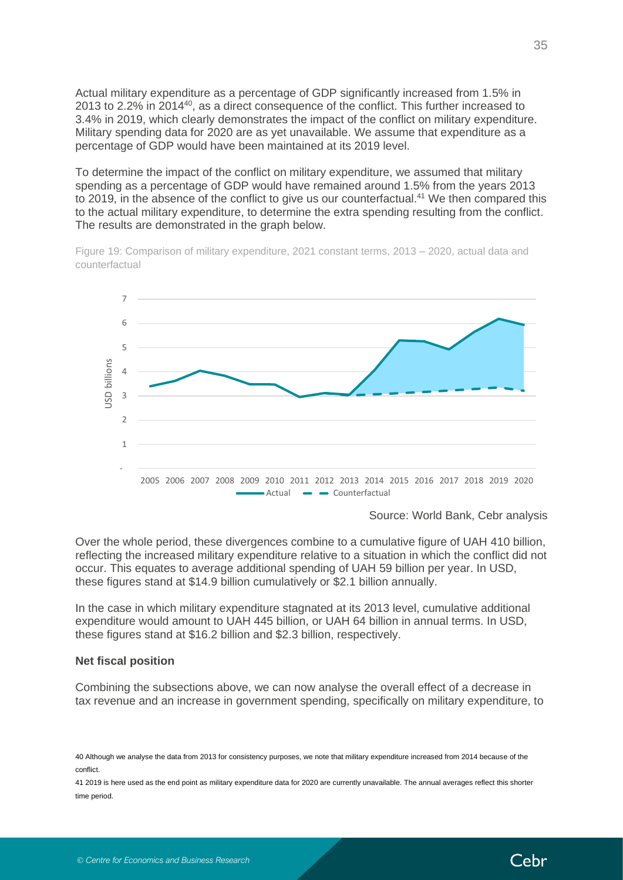Actual military expenditure as a percentage of GDP significantly increased from 1.5% in 2013 to 2.2% in 2014[40], as a direct consequence of the conflict. This further increased to 3.4% in 2019, which clearly demonstrates the impact of the conflict on military expenditure. Military spending data for 2020 are as yet unavailable. We assume that expenditure as a percentage of GDP would have been maintained at its 2019 level.

To determine the impact of the conflict on military expenditure, we assumed that military spending as a percentage of GDP would have remained around 1.5% from the years 2013 to 2019, in the absence of the conflict to give us our counterfactual.[41] We then compared this to the actual military expenditure, to determine the extra spending resulting from the conflict. The results are demonstrated in the graph below.

Figure 19: Comparison of military expenditure, 2021 constant terms, 2013 – 2020, actual data and counterfactual

Source: World Bank, Cebr analysis

Over the whole period, these divergences combine to a cumulative figure of UAH 410 billion, reflecting the increased military expenditure relative to a situation in which the conflict did not occur. This equates to average additional spending of UAH 59 billion per year. In USD, these figures stand at $14.9 billion cumulatively or $2.1 billion annually.

In the case in which military expenditure stagnated at its 2013 level, cumulative additional expenditure would amount to UAH 445 billion, or UAH 64 billion in annual terms. In USD, these figures stand at $16.2 billion and $2.3 billion, respectively.

**Net fiscal position**

Combining the subsections above, we can now analyse the overall effect of a decrease in tax revenue and an increase in government spending, specifically on military expenditure, to

40 Although we analyse the data from 2013 for consistency purposes, we note that military expenditure increased from 2014 because of the conflict.

41 2019 is here used as the end point as military expenditure data for 2020 are currently unavailable. The annual averages reflect this shorter time period.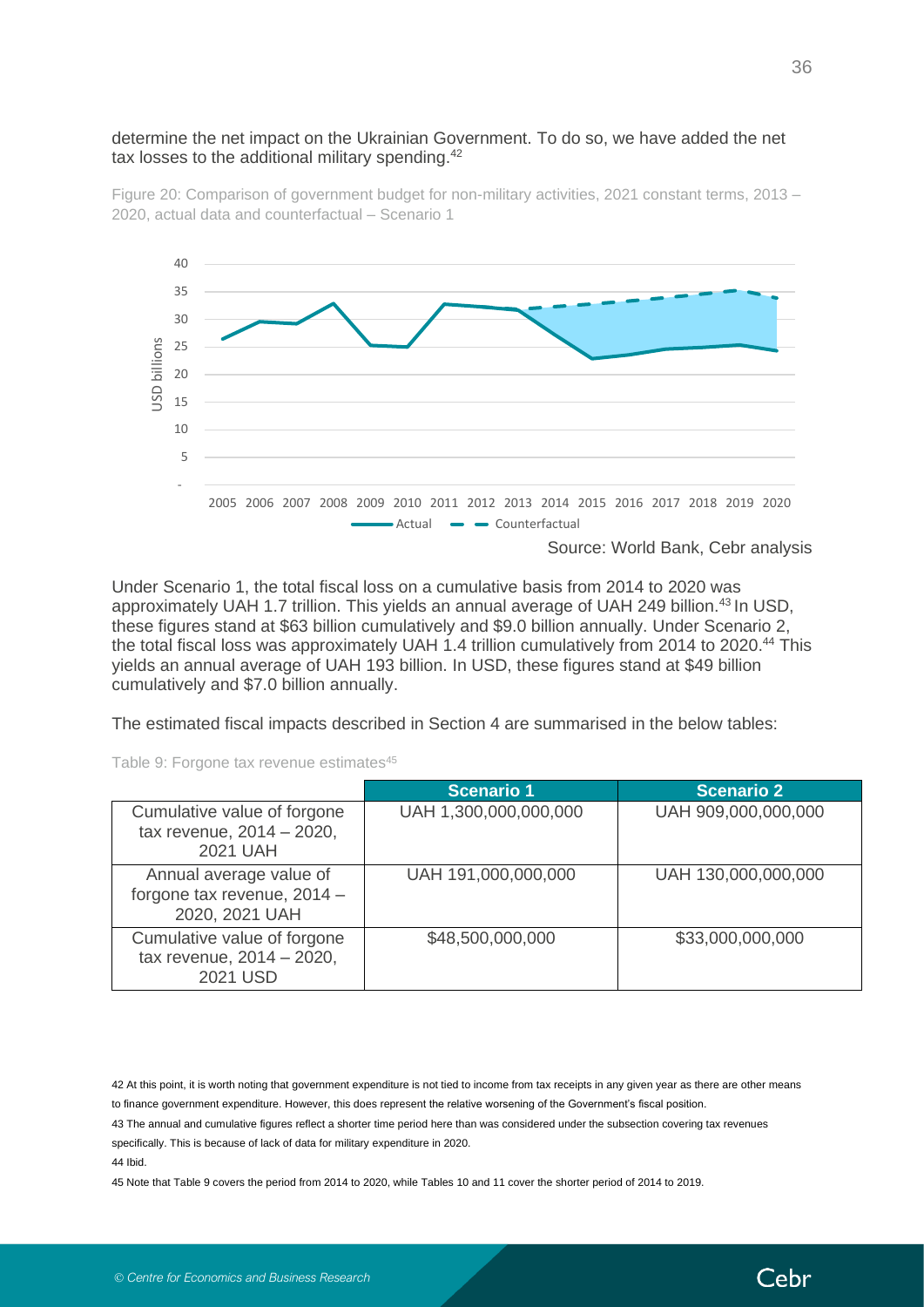determine the net impact on the Ukrainian Government. To do so, we have added the net tax losses to the additional military spending.[42]

Figure 20: Comparison of government budget for non-military activities, 2021 constant terms, 2013 – 2020, actual data and counterfactual – Scenario 1

Source: World Bank, Cebr analysis

Under Scenario 1, the total fiscal loss on a cumulative basis from 2014 to 2020 was approximately UAH 1.7 trillion. This yields an annual average of UAH 249 billion.[43] In USD, these figures stand at $63 billion cumulatively and $9.0 billion annually. Under Scenario 2, the total fiscal loss was approximately UAH 1.4 trillion cumulatively from 2014 to 2020.[44] This yields an annual average of UAH 193 billion. In USD, these figures stand at $49 billion cumulatively and $7.0 billion annually.

The estimated fiscal impacts described in Section 4 are summarised in the below tables:

Table 9: Forgone tax revenue estimates[45]

| | Scenario 1 | Scenario 2 |
|---|---|---|
| Cumulative value of forgone tax revenue, 2014 – 2020, 2021 UAH | UAH 1,300,000,000,000 | UAH 909,000,000,000 |
| Annual average value of forgone tax revenue, 2014 – 2020, 2021 UAH | UAH 191,000,000,000 | UAH 130,000,000,000 |
| Cumulative value of forgone tax revenue, 2014 – 2020, 2021 USD | $48,500,000,000 | $33,000,000,000 |

42 At this point, it is worth noting that government expenditure is not tied to income from tax receipts in any given year as there are other means to finance government expenditure. However, this does represent the relative worsening of the Government's fiscal position.

43 The annual and cumulative figures reflect a shorter time period here than was considered under the subsection covering tax revenues specifically. This is because of lack of data for military expenditure in 2020.

44 Ibid.

45 Note that Table 9 covers the period from 2014 to 2020, while Tables 10 and 11 cover the shorter period of 2014 to 2019.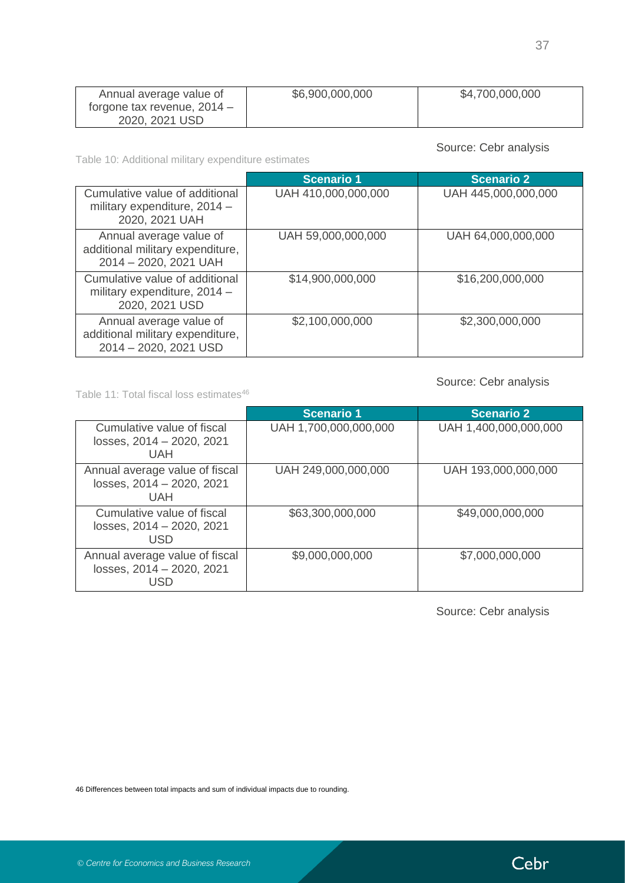| Annual average value of forgone tax revenue, 2014 – 2020, 2021 USD | $6,900,000,000 | $4,700,000,000 |
| --- | --- | --- |

Source: Cebr analysis

Table 10: Additional military expenditure estimates

| | Scenario 1 | Scenario 2 |
| --- | --- | --- |
| Cumulative value of additional military expenditure, 2014 – 2020, 2021 UAH | UAH 410,000,000,000 | UAH 445,000,000,000 |
| Annual average value of additional military expenditure, 2014 – 2020, 2021 UAH | UAH 59,000,000,000 | UAH 64,000,000,000 |
| Cumulative value of additional military expenditure, 2014 – 2020, 2021 USD | $14,900,000,000 | $16,200,000,000 |
| Annual average value of additional military expenditure, 2014 – 2020, 2021 USD | $2,100,000,000 | $2,300,000,000 |

Source: Cebr analysis

Table 11: Total fiscal loss estimates[46]

| | Scenario 1 | Scenario 2 |
| --- | --- | --- |
| Cumulative value of fiscal losses, 2014 – 2020, 2021 UAH | UAH 1,700,000,000,000 | UAH 1,400,000,000,000 |
| Annual average value of fiscal losses, 2014 – 2020, 2021 UAH | UAH 249,000,000,000 | UAH 193,000,000,000 |
| Cumulative value of fiscal losses, 2014 – 2020, 2021 USD | $63,300,000,000 | $49,000,000,000 |
| Annual average value of fiscal losses, 2014 – 2020, 2021 USD | $9,000,000,000 | $7,000,000,000 |

Source: Cebr analysis

46 Differences between total impacts and sum of individual impacts due to rounding.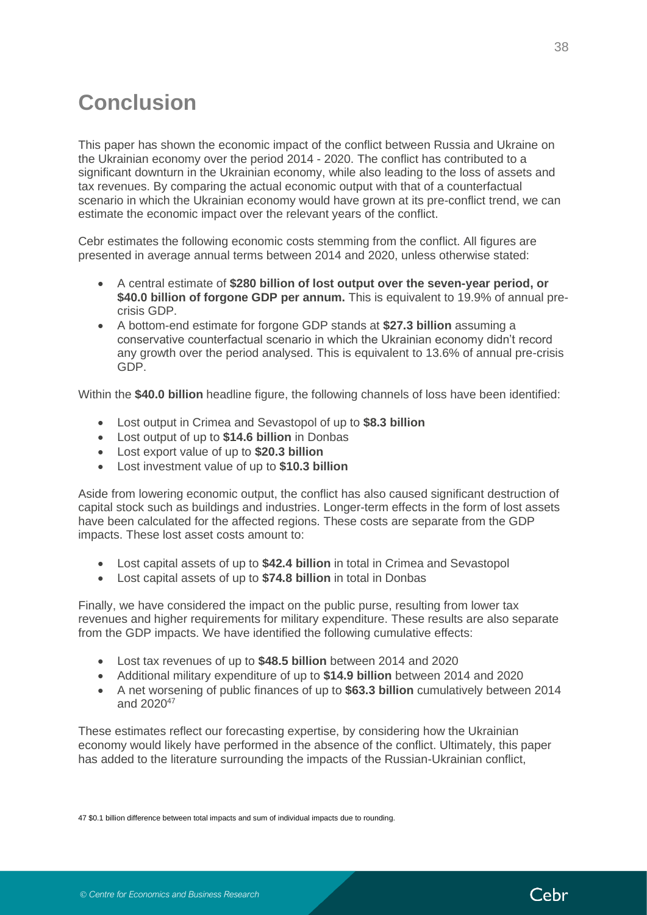# Conclusion

This paper has shown the economic impact of the conflict between Russia and Ukraine on the Ukrainian economy over the period 2014 - 2020. The conflict has contributed to a significant downturn in the Ukrainian economy, while also leading to the loss of assets and tax revenues. By comparing the actual economic output with that of a counterfactual scenario in which the Ukrainian economy would have grown at its pre-conflict trend, we can estimate the economic impact over the relevant years of the conflict.

Cebr estimates the following economic costs stemming from the conflict. All figures are presented in average annual terms between 2014 and 2020, unless otherwise stated:

- A central estimate of **$280 billion of lost output over the seven-year period, or $40.0 billion of forgone GDP per annum.** This is equivalent to 19.9% of annual pre-crisis GDP.
- A bottom-end estimate for forgone GDP stands at **$27.3 billion** assuming a conservative counterfactual scenario in which the Ukrainian economy didn't record any growth over the period analysed. This is equivalent to 13.6% of annual pre-crisis GDP.

Within the **$40.0 billion** headline figure, the following channels of loss have been identified:

- Lost output in Crimea and Sevastopol of up to **$8.3 billion**
- Lost output of up to **$14.6 billion** in Donbas
- Lost export value of up to **$20.3 billion**
- Lost investment value of up to **$10.3 billion**

Aside from lowering economic output, the conflict has also caused significant destruction of capital stock such as buildings and industries. Longer-term effects in the form of lost assets have been calculated for the affected regions. These costs are separate from the GDP impacts. These lost asset costs amount to:

- Lost capital assets of up to **$42.4 billion** in total in Crimea and Sevastopol
- Lost capital assets of up to **$74.8 billion** in total in Donbas

Finally, we have considered the impact on the public purse, resulting from lower tax revenues and higher requirements for military expenditure. These results are also separate from the GDP impacts. We have identified the following cumulative effects:

- Lost tax revenues of up to **$48.5 billion** between 2014 and 2020
- Additional military expenditure of up to **$14.9 billion** between 2014 and 2020
- A net worsening of public finances of up to **$63.3 billion** cumulatively between 2014 and 2020[47]

These estimates reflect our forecasting expertise, by considering how the Ukrainian economy would likely have performed in the absence of the conflict. Ultimately, this paper has added to the literature surrounding the impacts of the Russian-Ukrainian conflict,

47 $0.1 billion difference between total impacts and sum of individual impacts due to rounding.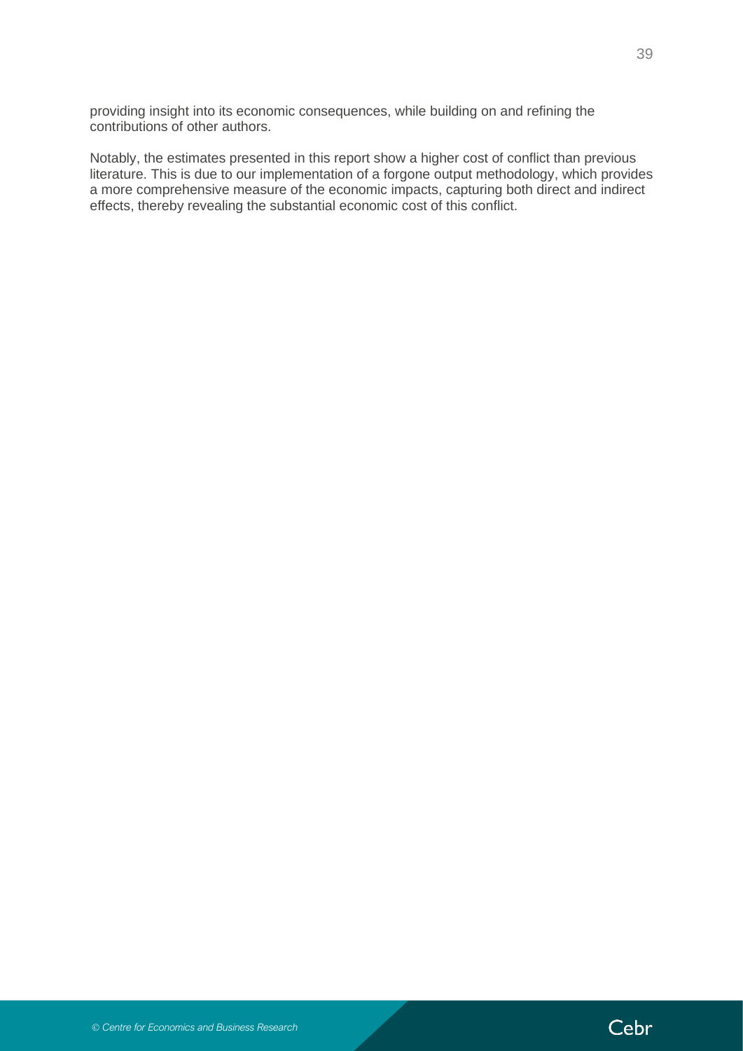providing insight into its economic consequences, while building on and refining the contributions of other authors.

Notably, the estimates presented in this report show a higher cost of conflict than previous literature. This is due to our implementation of a forgone output methodology, which provides a more comprehensive measure of the economic impacts, capturing both direct and indirect effects, thereby revealing the substantial economic cost of this conflict.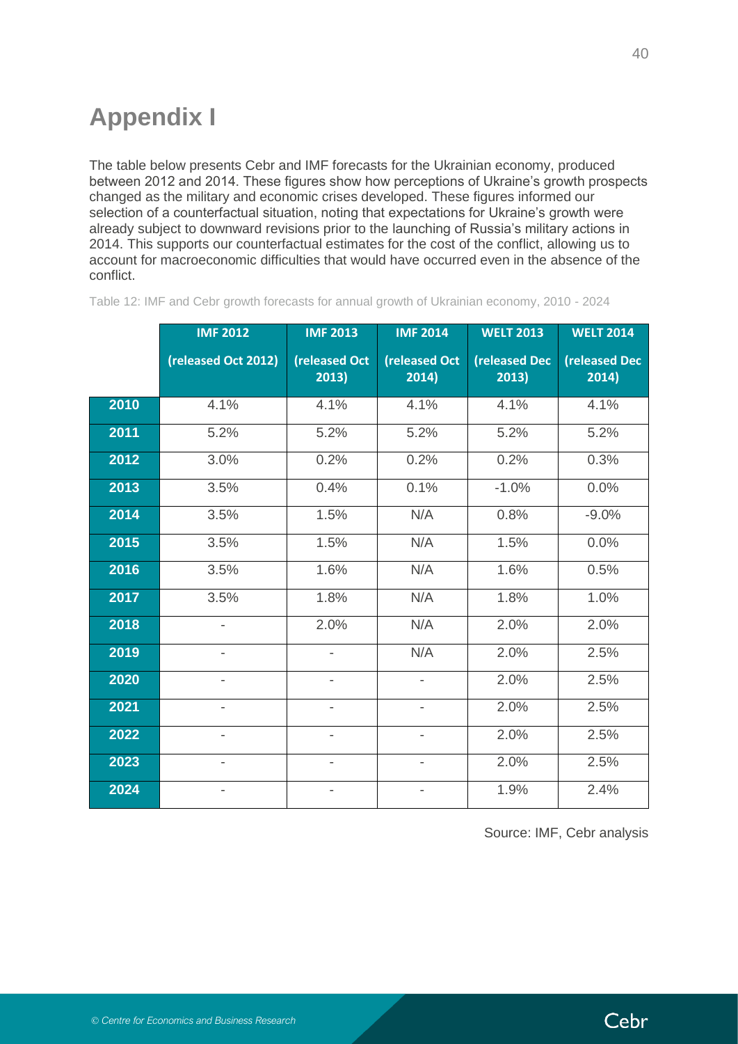# Appendix I

The table below presents Cebr and IMF forecasts for the Ukrainian economy, produced between 2012 and 2014. These figures show how perceptions of Ukraine's growth prospects changed as the military and economic crises developed. These figures informed our selection of a counterfactual situation, noting that expectations for Ukraine's growth were already subject to downward revisions prior to the launching of Russia's military actions in 2014. This supports our counterfactual estimates for the cost of the conflict, allowing us to account for macroeconomic difficulties that would have occurred even in the absence of the conflict.

Table 12: IMF and Cebr growth forecasts for annual growth of Ukrainian economy, 2010 - 2024

| | IMF 2012 (released Oct 2012) | IMF 2013 (released Oct 2013) | IMF 2014 (released Oct 2014) | WELT 2013 (released Dec 2013) | WELT 2014 (released Dec 2014) |
|---|---|---|---|---|---|
| 2010 | 4.1% | 4.1% | 4.1% | 4.1% | 4.1% |
| 2011 | 5.2% | 5.2% | 5.2% | 5.2% | 5.2% |
| 2012 | 3.0% | 0.2% | 0.2% | 0.2% | 0.3% |
| 2013 | 3.5% | 0.4% | 0.1% | -1.0% | 0.0% |
| 2014 | 3.5% | 1.5% | N/A | 0.8% | -9.0% |
| 2015 | 3.5% | 1.5% | N/A | 1.5% | 0.0% |
| 2016 | 3.5% | 1.6% | N/A | 1.6% | 0.5% |
| 2017 | 3.5% | 1.8% | N/A | 1.8% | 1.0% |
| 2018 | - | 2.0% | N/A | 2.0% | 2.0% |
| 2019 | - | - | N/A | 2.0% | 2.5% |
| 2020 | - | - | - | 2.0% | 2.5% |
| 2021 | - | - | - | 2.0% | 2.5% |
| 2022 | - | - | - | 2.0% | 2.5% |
| 2023 | - | - | - | 2.0% | 2.5% |
| 2024 | - | - | - | 1.9% | 2.4% |

Source: IMF, Cebr analysis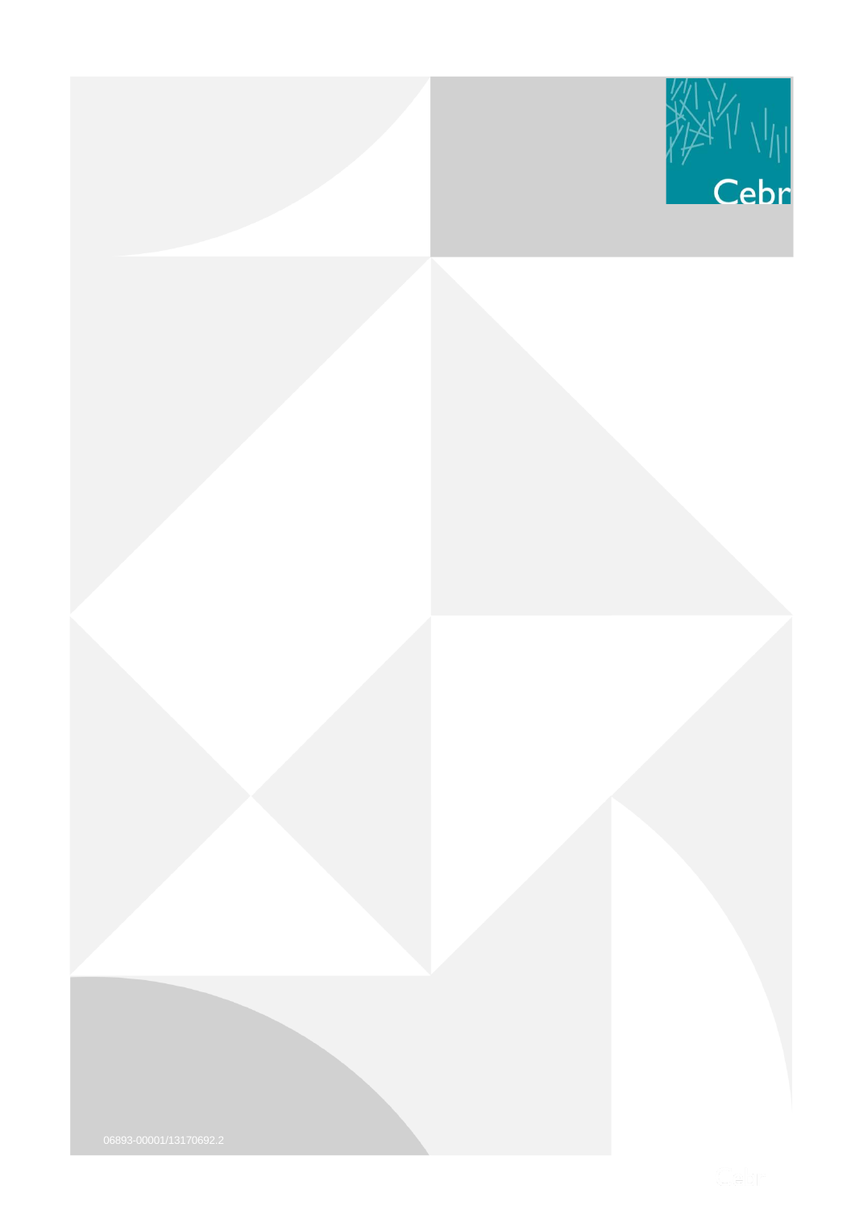06893-00001/13170692.2